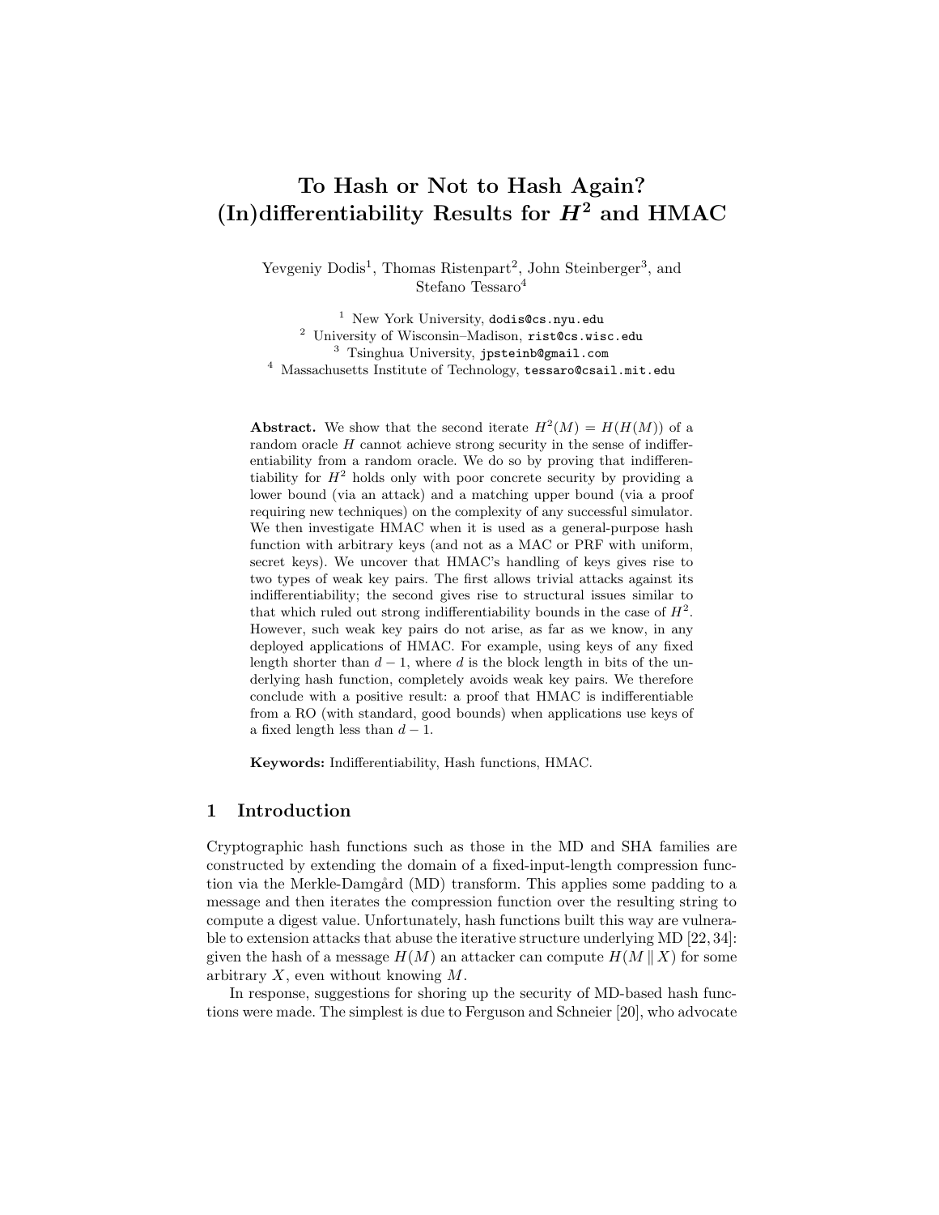# To Hash or Not to Hash Again? (In)differentiability Results for $H^2$ and HMAC

Yevgeniy Dodis[1], Thomas Ristenpart[2], John Steinberger[3], and Stefano Tessaro[4]

[1] New York University, dodis@cs.nyu.edu
[2] University of Wisconsin–Madison, rist@cs.wisc.edu
[3] Tsinghua University, jpsteinb@gmail.com
[4] Massachusetts Institute of Technology, tessaro@csail.mit.edu

**Abstract.** We show that the second iterate $H^2(M) = H(H(M))$ of a random oracle $H$ cannot achieve strong security in the sense of indifferentiability from a random oracle. We do so by proving that indifferentiability for $H^2$ holds only with poor concrete security by providing a lower bound (via an attack) and a matching upper bound (via a proof requiring new techniques) on the complexity of any successful simulator. We then investigate HMAC when it is used as a general-purpose hash function with arbitrary keys (and not as a MAC or PRF with uniform, secret keys). We uncover that HMAC's handling of keys gives rise to two types of weak key pairs. The first allows trivial attacks against its indifferentiability; the second gives rise to structural issues similar to that which ruled out strong indifferentiability bounds in the case of $H^2$. However, such weak key pairs do not arise, as far as we know, in any deployed applications of HMAC. For example, using keys of any fixed length shorter than $d - 1$, where $d$ is the block length in bits of the underlying hash function, completely avoids weak key pairs. We therefore conclude with a positive result: a proof that HMAC is indifferentiable from a RO (with standard, good bounds) when applications use keys of a fixed length less than $d - 1$.

**Keywords:** Indifferentiability, Hash functions, HMAC.

## 1 Introduction

Cryptographic hash functions such as those in the MD and SHA families are constructed by extending the domain of a fixed-input-length compression function via the Merkle-Damgård (MD) transform. This applies some padding to a message and then iterates the compression function over the resulting string to compute a digest value. Unfortunately, hash functions built this way are vulnerable to extension attacks that abuse the iterative structure underlying MD [22, 34]: given the hash of a message $H(M)$ an attacker can compute $H(M \,\|\, X)$ for some arbitrary $X$, even without knowing $M$.

In response, suggestions for shoring up the security of MD-based hash functions were made. The simplest is due to Ferguson and Schneier [20], who advocate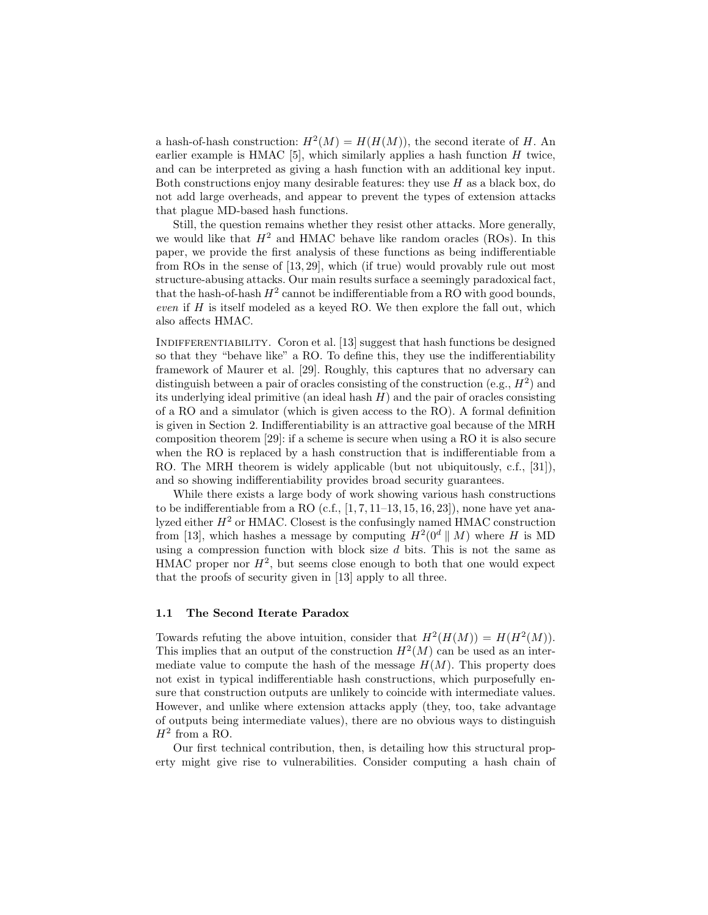a hash-of-hash construction: $H^2(M) = H(H(M))$, the second iterate of $H$. An earlier example is HMAC [5], which similarly applies a hash function $H$ twice, and can be interpreted as giving a hash function with an additional key input. Both constructions enjoy many desirable features: they use $H$ as a black box, do not add large overheads, and appear to prevent the types of extension attacks that plague MD-based hash functions.

Still, the question remains whether they resist other attacks. More generally, we would like that $H^2$ and HMAC behave like random oracles (ROs). In this paper, we provide the first analysis of these functions as being indifferentiable from ROs in the sense of [13, 29], which (if true) would provably rule out most structure-abusing attacks. Our main results surface a seemingly paradoxical fact, that the hash-of-hash $H^2$ cannot be indifferentiable from a RO with good bounds, *even* if $H$ is itself modeled as a keyed RO. We then explore the fall out, which also affects HMAC.

Indifferentiability. Coron et al. [13] suggest that hash functions be designed so that they "behave like" a RO. To define this, they use the indifferentiability framework of Maurer et al. [29]. Roughly, this captures that no adversary can distinguish between a pair of oracles consisting of the construction (e.g., $H^2$) and its underlying ideal primitive (an ideal hash $H$) and the pair of oracles consisting of a RO and a simulator (which is given access to the RO). A formal definition is given in Section 2. Indifferentiability is an attractive goal because of the MRH composition theorem [29]: if a scheme is secure when using a RO it is also secure when the RO is replaced by a hash construction that is indifferentiable from a RO. The MRH theorem is widely applicable (but not ubiquitously, c.f., [31]), and so showing indifferentiability provides broad security guarantees.

While there exists a large body of work showing various hash constructions to be indifferentiable from a RO (c.f., [1, 7, 11–13, 15, 16, 23]), none have yet analyzed either $H^2$ or HMAC. Closest is the confusingly named HMAC construction from [13], which hashes a message by computing $H^2(0^d \parallel M)$ where $H$ is MD using a compression function with block size $d$ bits. This is not the same as HMAC proper nor $H^2$, but seems close enough to both that one would expect that the proofs of security given in [13] apply to all three.

### 1.1 The Second Iterate Paradox

Towards refuting the above intuition, consider that $H^2(H(M)) = H(H^2(M))$. This implies that an output of the construction $H^2(M)$ can be used as an intermediate value to compute the hash of the message $H(M)$. This property does not exist in typical indifferentiable hash constructions, which purposefully ensure that construction outputs are unlikely to coincide with intermediate values. However, and unlike where extension attacks apply (they, too, take advantage of outputs being intermediate values), there are no obvious ways to distinguish $H^2$ from a RO.

Our first technical contribution, then, is detailing how this structural property might give rise to vulnerabilities. Consider computing a hash chain of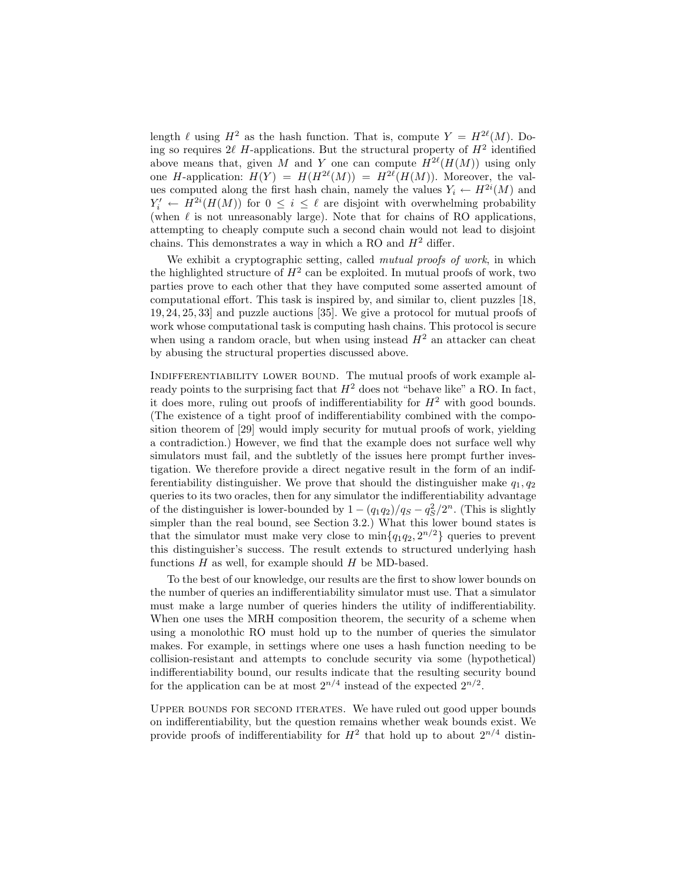length $\ell$ using $H^2$ as the hash function. That is, compute $Y = H^{2\ell}(M)$. Doing so requires $2\ell$ $H$-applications. But the structural property of $H^2$ identified above means that, given $M$ and $Y$ one can compute $H^{2\ell}(H(M))$ using only one $H$-application: $H(Y) = H(H^{2\ell}(M)) = H^{2\ell}(H(M))$. Moreover, the values computed along the first hash chain, namely the values $Y_i \leftarrow H^{2i}(M)$ and $Y'_i \leftarrow H^{2i}(H(M))$ for $0 \leq i \leq \ell$ are disjoint with overwhelming probability (when $\ell$ is not unreasonably large). Note that for chains of RO applications, attempting to cheaply compute such a second chain would not lead to disjoint chains. This demonstrates a way in which a RO and $H^2$ differ.

We exhibit a cryptographic setting, called *mutual proofs of work*, in which the highlighted structure of $H^2$ can be exploited. In mutual proofs of work, two parties prove to each other that they have computed some asserted amount of computational effort. This task is inspired by, and similar to, client puzzles [18, 19, 24, 25, 33] and puzzle auctions [35]. We give a protocol for mutual proofs of work whose computational task is computing hash chains. This protocol is secure when using a random oracle, but when using instead $H^2$ an attacker can cheat by abusing the structural properties discussed above.

Indifferentiability lower bound. The mutual proofs of work example already points to the surprising fact that $H^2$ does not "behave like" a RO. In fact, it does more, ruling out proofs of indifferentiability for $H^2$ with good bounds. (The existence of a tight proof of indifferentiability combined with the composition theorem of [29] would imply security for mutual proofs of work, yielding a contradiction.) However, we find that the example does not surface well why simulators must fail, and the subtlety of the issues here prompt further investigation. We therefore provide a direct negative result in the form of an indifferentiability distinguisher. We prove that should the distinguisher make $q_1, q_2$ queries to its two oracles, then for any simulator the indifferentiability advantage of the distinguisher is lower-bounded by $1 - (q_1 q_2)/q_S - q_S^2/2^n$. (This is slightly simpler than the real bound, see Section 3.2.) What this lower bound states is that the simulator must make very close to $\min\{q_1 q_2, 2^{n/2}\}$ queries to prevent this distinguisher's success. The result extends to structured underlying hash functions $H$ as well, for example should $H$ be MD-based.

To the best of our knowledge, our results are the first to show lower bounds on the number of queries an indifferentiability simulator must use. That a simulator must make a large number of queries hinders the utility of indifferentiability. When one uses the MRH composition theorem, the security of a scheme when using a monolothic RO must hold up to the number of queries the simulator makes. For example, in settings where one uses a hash function needing to be collision-resistant and attempts to conclude security via some (hypothetical) indifferentiability bound, our results indicate that the resulting security bound for the application can be at most $2^{n/4}$ instead of the expected $2^{n/2}$.

Upper bounds for second iterates. We have ruled out good upper bounds on indifferentiability, but the question remains whether weak bounds exist. We provide proofs of indifferentiability for $H^2$ that hold up to about $2^{n/4}$ distin-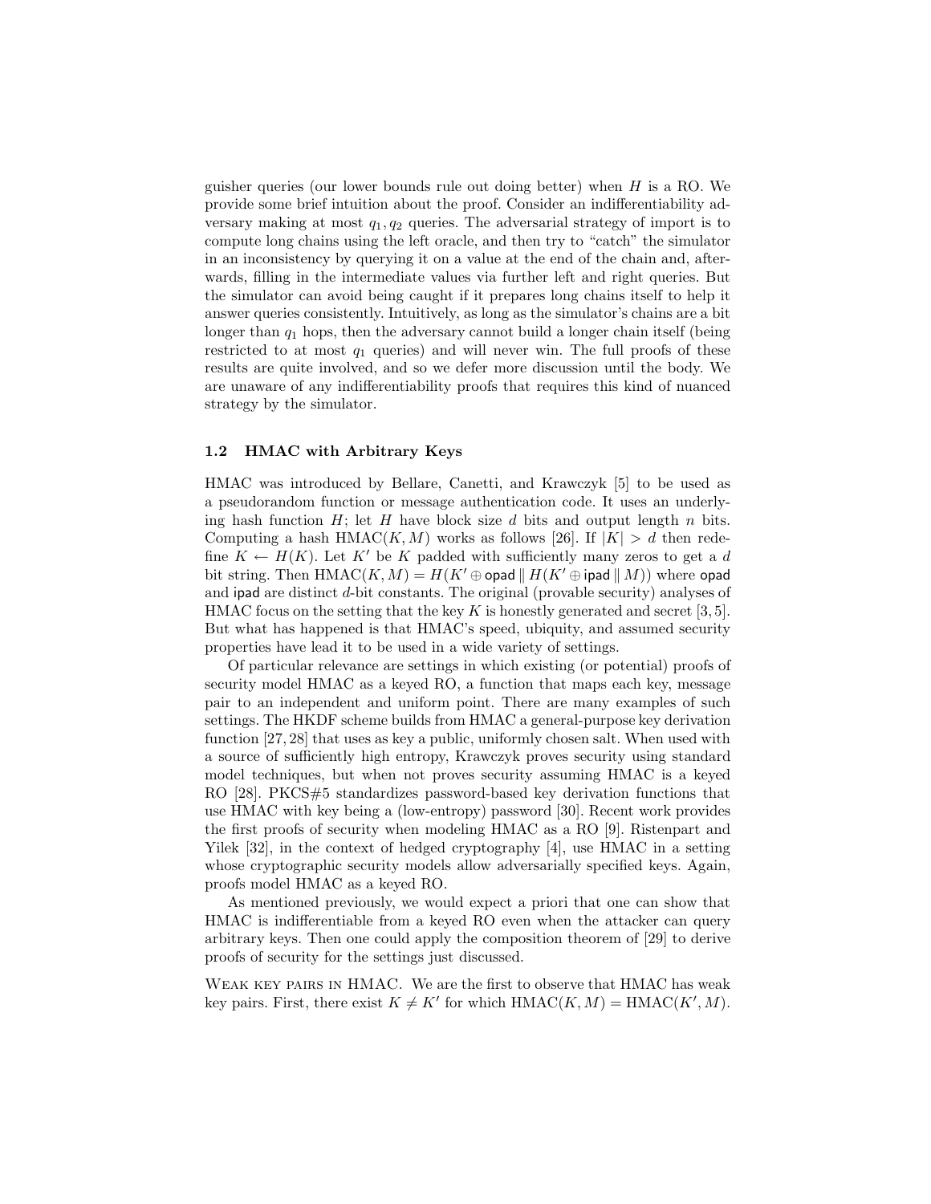guisher queries (our lower bounds rule out doing better) when $H$ is a RO. We provide some brief intuition about the proof. Consider an indifferentiability adversary making at most $q_1, q_2$ queries. The adversarial strategy of import is to compute long chains using the left oracle, and then try to "catch" the simulator in an inconsistency by querying it on a value at the end of the chain and, afterwards, filling in the intermediate values via further left and right queries. But the simulator can avoid being caught if it prepares long chains itself to help it answer queries consistently. Intuitively, as long as the simulator's chains are a bit longer than $q_1$ hops, then the adversary cannot build a longer chain itself (being restricted to at most $q_1$ queries) and will never win. The full proofs of these results are quite involved, and so we defer more discussion until the body. We are unaware of any indifferentiability proofs that requires this kind of nuanced strategy by the simulator.

### 1.2 HMAC with Arbitrary Keys

HMAC was introduced by Bellare, Canetti, and Krawczyk [5] to be used as a pseudorandom function or message authentication code. It uses an underlying hash function $H$; let $H$ have block size $d$ bits and output length $n$ bits. Computing a hash $\mathrm{HMAC}(K, M)$ works as follows [26]. If $|K| > d$ then redefine $K \leftarrow H(K)$. Let $K'$ be $K$ padded with sufficiently many zeros to get a $d$ bit string. Then $\mathrm{HMAC}(K, M) = H(K' \oplus \mathsf{opad} \,\|\, H(K' \oplus \mathsf{ipad} \,\|\, M))$ where $\mathsf{opad}$ and $\mathsf{ipad}$ are distinct $d$-bit constants. The original (provable security) analyses of HMAC focus on the setting that the key $K$ is honestly generated and secret [3, 5]. But what has happened is that HMAC's speed, ubiquity, and assumed security properties have lead it to be used in a wide variety of settings.

Of particular relevance are settings in which existing (or potential) proofs of security model HMAC as a keyed RO, a function that maps each key, message pair to an independent and uniform point. There are many examples of such settings. The HKDF scheme builds from HMAC a general-purpose key derivation function [27, 28] that uses as key a public, uniformly chosen salt. When used with a source of sufficiently high entropy, Krawczyk proves security using standard model techniques, but when not proves security assuming HMAC is a keyed RO [28]. PKCS#5 standardizes password-based key derivation functions that use HMAC with key being a (low-entropy) password [30]. Recent work provides the first proofs of security when modeling HMAC as a RO [9]. Ristenpart and Yilek [32], in the context of hedged cryptography [4], use HMAC in a setting whose cryptographic security models allow adversarially specified keys. Again, proofs model HMAC as a keyed RO.

As mentioned previously, we would expect a priori that one can show that HMAC is indifferentiable from a keyed RO even when the attacker can query arbitrary keys. Then one could apply the composition theorem of [29] to derive proofs of security for the settings just discussed.

Weak key pairs in HMAC. We are the first to observe that HMAC has weak key pairs. First, there exist $K \neq K'$ for which $\mathrm{HMAC}(K, M) = \mathrm{HMAC}(K', M)$.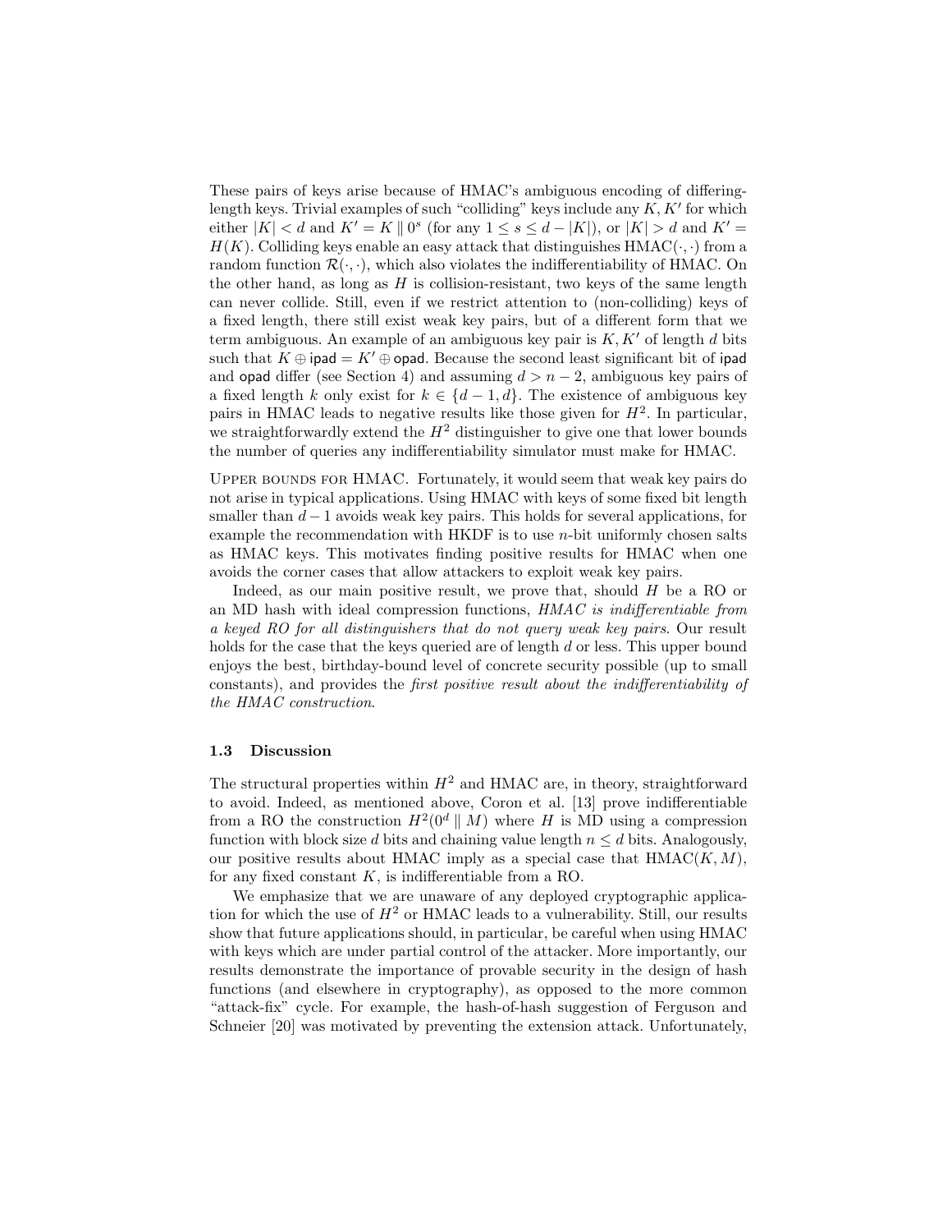These pairs of keys arise because of HMAC's ambiguous encoding of differing-length keys. Trivial examples of such "colliding" keys include any $K, K'$ for which either $|K| < d$ and $K' = K \parallel 0^s$ (for any $1 \le s \le d - |K|$), or $|K| > d$ and $K' = H(K)$. Colliding keys enable an easy attack that distinguishes $\text{HMAC}(\cdot, \cdot)$ from a random function $\mathcal{R}(\cdot, \cdot)$, which also violates the indifferentiability of HMAC. On the other hand, as long as $H$ is collision-resistant, two keys of the same length can never collide. Still, even if we restrict attention to (non-colliding) keys of a fixed length, there still exist weak key pairs, but of a different form that we term ambiguous. An example of an ambiguous key pair is $K, K'$ of length $d$ bits such that $K \oplus \mathsf{ipad} = K' \oplus \mathsf{opad}$. Because the second least significant bit of $\mathsf{ipad}$ and $\mathsf{opad}$ differ (see Section 4) and assuming $d > n - 2$, ambiguous key pairs of a fixed length $k$ only exist for $k \in \{d - 1, d\}$. The existence of ambiguous key pairs in HMAC leads to negative results like those given for $H^2$. In particular, we straightforwardly extend the $H^2$ distinguisher to give one that lower bounds the number of queries any indifferentiability simulator must make for HMAC.

Upper bounds for HMAC. Fortunately, it would seem that weak key pairs do not arise in typical applications. Using HMAC with keys of some fixed bit length smaller than $d - 1$ avoids weak key pairs. This holds for several applications, for example the recommendation with HKDF is to use $n$-bit uniformly chosen salts as HMAC keys. This motivates finding positive results for HMAC when one avoids the corner cases that allow attackers to exploit weak key pairs.

Indeed, as our main positive result, we prove that, should $H$ be a RO or an MD hash with ideal compression functions, *HMAC is indifferentiable from a keyed RO for all distinguishers that do not query weak key pairs*. Our result holds for the case that the keys queried are of length $d$ or less. This upper bound enjoys the best, birthday-bound level of concrete security possible (up to small constants), and provides the *first positive result about the indifferentiability of the HMAC construction*.

### 1.3 Discussion

The structural properties within $H^2$ and HMAC are, in theory, straightforward to avoid. Indeed, as mentioned above, Coron et al. [13] prove indifferentiable from a RO the construction $H^2(0^d \parallel M)$ where $H$ is MD using a compression function with block size $d$ bits and chaining value length $n \le d$ bits. Analogously, our positive results about HMAC imply as a special case that $\text{HMAC}(K, M)$, for any fixed constant $K$, is indifferentiable from a RO.

We emphasize that we are unaware of any deployed cryptographic application for which the use of $H^2$ or HMAC leads to a vulnerability. Still, our results show that future applications should, in particular, be careful when using HMAC with keys which are under partial control of the attacker. More importantly, our results demonstrate the importance of provable security in the design of hash functions (and elsewhere in cryptography), as opposed to the more common "attack-fix" cycle. For example, the hash-of-hash suggestion of Ferguson and Schneier [20] was motivated by preventing the extension attack. Unfortunately,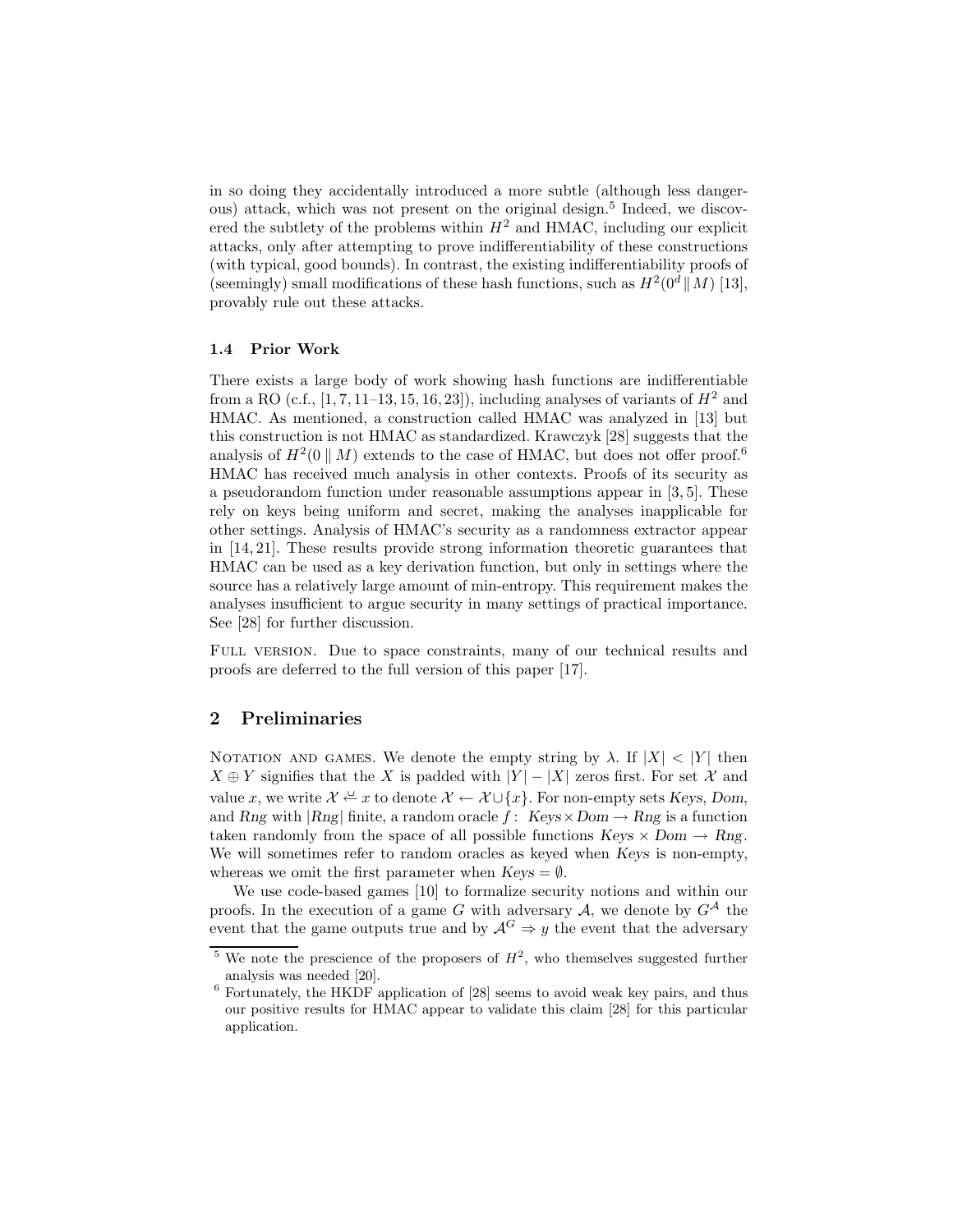in so doing they accidentally introduced a more subtle (although less dangerous) attack, which was not present on the original design.[5] Indeed, we discovered the subtlety of the problems within $H^2$ and HMAC, including our explicit attacks, only after attempting to prove indifferentiability of these constructions (with typical, good bounds). In contrast, the existing indifferentiability proofs of (seemingly) small modifications of these hash functions, such as $H^2(0^d \,\|\, M)$ [13], provably rule out these attacks.

### 1.4 Prior Work

There exists a large body of work showing hash functions are indifferentiable from a RO (c.f., [1, 7, 11–13, 15, 16, 23]), including analyses of variants of $H^2$ and HMAC. As mentioned, a construction called HMAC was analyzed in [13] but this construction is not HMAC as standardized. Krawczyk [28] suggests that the analysis of $H^2(0 \,\|\, M)$ extends to the case of HMAC, but does not offer proof.[6] HMAC has received much analysis in other contexts. Proofs of its security as a pseudorandom function under reasonable assumptions appear in [3, 5]. These rely on keys being uniform and secret, making the analyses inapplicable for other settings. Analysis of HMAC's security as a randomness extractor appear in [14, 21]. These results provide strong information theoretic guarantees that HMAC can be used as a key derivation function, but only in settings where the source has a relatively large amount of min-entropy. This requirement makes the analyses insufficient to argue security in many settings of practical importance. See [28] for further discussion.

Full version. Due to space constraints, many of our technical results and proofs are deferred to the full version of this paper [17].

## 2 Preliminaries

Notation and games. We denote the empty string by $\lambda$. If $|X| < |Y|$ then $X \oplus Y$ signifies that the $X$ is padded with $|Y| - |X|$ zeros first. For set $\mathcal{X}$ and value $x$, we write $\mathcal{X} \xleftarrow{\cup} x$ to denote $\mathcal{X} \leftarrow \mathcal{X} \cup \{x\}$. For non-empty sets $\mathit{Keys}$, $\mathit{Dom}$, and $\mathit{Rng}$ with $|\mathit{Rng}|$ finite, a random oracle $f\colon\ \mathit{Keys} \times \mathit{Dom} \rightarrow \mathit{Rng}$ is a function taken randomly from the space of all possible functions $\mathit{Keys} \times \mathit{Dom} \rightarrow \mathit{Rng}$. We will sometimes refer to random oracles as keyed when $\mathit{Keys}$ is non-empty, whereas we omit the first parameter when $\mathit{Keys} = \emptyset$.

We use code-based games [10] to formalize security notions and within our proofs. In the execution of a game $G$ with adversary $\mathcal{A}$, we denote by $G^{\mathcal{A}}$ the event that the game outputs true and by $\mathcal{A}^G \Rightarrow y$ the event that the adversary

[5] We note the prescience of the proposers of $H^2$, who themselves suggested further analysis was needed [20].

[6] Fortunately, the HKDF application of [28] seems to avoid weak key pairs, and thus our positive results for HMAC appear to validate this claim [28] for this particular application.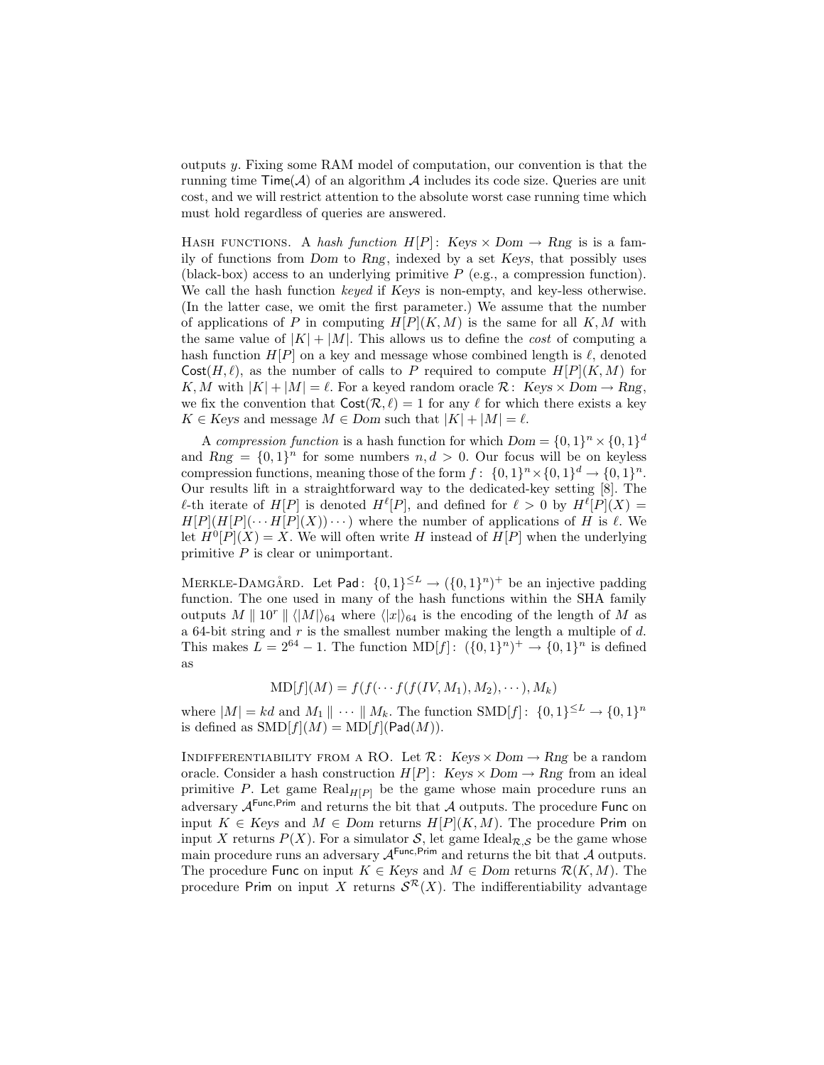outputs $y$. Fixing some RAM model of computation, our convention is that the running time $\mathsf{Time}(\mathcal{A})$ of an algorithm $\mathcal{A}$ includes its code size. Queries are unit cost, and we will restrict attention to the absolute worst case running time which must hold regardless of queries are answered.

HASH FUNCTIONS. A *hash function* $H[P]\colon \mathit{Keys} \times \mathit{Dom} \to \mathit{Rng}$ is is a family of functions from $\mathit{Dom}$ to $\mathit{Rng}$, indexed by a set $\mathit{Keys}$, that possibly uses (black-box) access to an underlying primitive $P$ (e.g., a compression function). We call the hash function *keyed* if $\mathit{Keys}$ is non-empty, and key-less otherwise. (In the latter case, we omit the first parameter.) We assume that the number of applications of $P$ in computing $H[P](K, M)$ is the same for all $K, M$ with the same value of $|K| + |M|$. This allows us to define the *cost* of computing a hash function $H[P]$ on a key and message whose combined length is $\ell$, denoted $\mathsf{Cost}(H, \ell)$, as the number of calls to $P$ required to compute $H[P](K, M)$ for $K, M$ with $|K| + |M| = \ell$. For a keyed random oracle $\mathcal{R}\colon \mathit{Keys} \times \mathit{Dom} \to \mathit{Rng}$, we fix the convention that $\mathsf{Cost}(\mathcal{R}, \ell) = 1$ for any $\ell$ for which there exists a key $K \in \mathit{Keys}$ and message $M \in \mathit{Dom}$ such that $|K| + |M| = \ell$.

A *compression function* is a hash function for which $\mathit{Dom} = \{0,1\}^n \times \{0,1\}^d$ and $\mathit{Rng} = \{0,1\}^n$ for some numbers $n, d > 0$. Our focus will be on keyless compression functions, meaning those of the form $f\colon \{0,1\}^n \times \{0,1\}^d \to \{0,1\}^n$. Our results lift in a straightforward way to the dedicated-key setting [8]. The $\ell$-th iterate of $H[P]$ is denoted $H^\ell[P]$, and defined for $\ell > 0$ by $H^\ell[P](X) = H[P](H[P](\cdots H[P](X))\cdots)$ where the number of applications of $H$ is $\ell$. We let $H^0[P](X) = X$. We will often write $H$ instead of $H[P]$ when the underlying primitive $P$ is clear or unimportant.

MERKLE-DAMGÅRD. Let $\mathsf{Pad}\colon \{0,1\}^{\leq L} \to (\{0,1\}^n)^+$ be an injective padding function. The one used in many of the hash functions within the SHA family outputs $M \,\|\, 10^r \,\|\, \langle |M| \rangle_{64}$ where $\langle |x| \rangle_{64}$ is the encoding of the length of $M$ as a 64-bit string and $r$ is the smallest number making the length a multiple of $d$. This makes $L = 2^{64} - 1$. The function $\mathrm{MD}[f]\colon (\{0,1\}^n)^+ \to \{0,1\}^n$ is defined as

$$\mathrm{MD}[f](M) = f(f(\cdots f(f(IV, M_1), M_2), \cdots), M_k)$$

where $|M| = kd$ and $M_1 \,\|\, \cdots \,\|\, M_k$. The function $\mathrm{SMD}[f]\colon \{0,1\}^{\leq L} \to \{0,1\}^n$ is defined as $\mathrm{SMD}[f](M) = \mathrm{MD}[f](\mathsf{Pad}(M))$.

INDIFFERENTIABILITY FROM A RO. Let $\mathcal{R}\colon \mathit{Keys} \times \mathit{Dom} \to \mathit{Rng}$ be a random oracle. Consider a hash construction $H[P]\colon \mathit{Keys} \times \mathit{Dom} \to \mathit{Rng}$ from an ideal primitive $P$. Let game $\mathrm{Real}_{H[P]}$ be the game whose main procedure runs an adversary $\mathcal{A}^{\mathsf{Func},\mathsf{Prim}}$ and returns the bit that $\mathcal{A}$ outputs. The procedure $\mathsf{Func}$ on input $K \in \mathit{Keys}$ and $M \in \mathit{Dom}$ returns $H[P](K, M)$. The procedure $\mathsf{Prim}$ on input $X$ returns $P(X)$. For a simulator $\mathcal{S}$, let game $\mathrm{Ideal}_{\mathcal{R},\mathcal{S}}$ be the game whose main procedure runs an adversary $\mathcal{A}^{\mathsf{Func},\mathsf{Prim}}$ and returns the bit that $\mathcal{A}$ outputs. The procedure $\mathsf{Func}$ on input $K \in \mathit{Keys}$ and $M \in \mathit{Dom}$ returns $\mathcal{R}(K, M)$. The procedure $\mathsf{Prim}$ on input $X$ returns $\mathcal{S}^{\mathcal{R}}(X)$. The indifferentiability advantage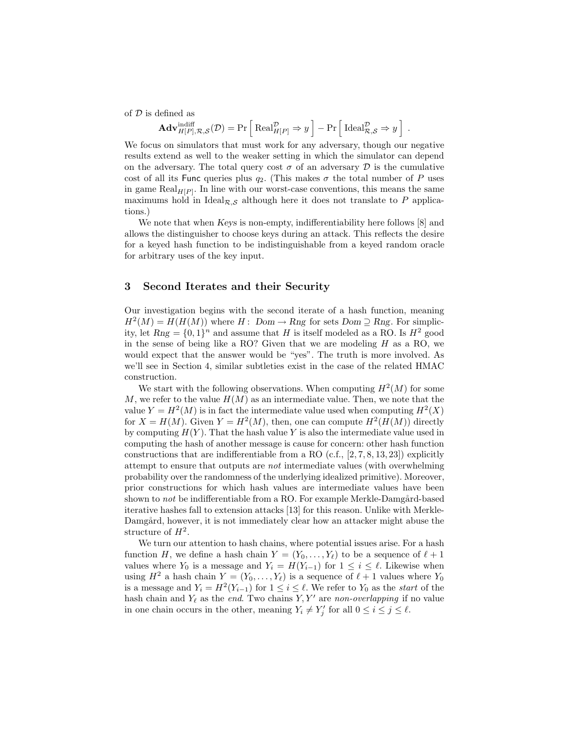of $\mathcal{D}$ is defined as

$$\mathbf{Adv}^{\mathrm{indiff}}_{H[P],\mathcal{R},\mathcal{S}}(\mathcal{D}) = \Pr\left[\,\mathrm{Real}^{\mathcal{D}}_{H[P]} \Rightarrow y\,\right] - \Pr\left[\,\mathrm{Ideal}^{\mathcal{D}}_{\mathcal{R},\mathcal{S}} \Rightarrow y\,\right] \ .$$

We focus on simulators that must work for any adversary, though our negative results extend as well to the weaker setting in which the simulator can depend on the adversary. The total query cost $\sigma$ of an adversary $\mathcal{D}$ is the cumulative cost of all its $\mathsf{Func}$ queries plus $q_2$. (This makes $\sigma$ the total number of $P$ uses in game $\mathrm{Real}_{H[P]}$. In line with our worst-case conventions, this means the same maximums hold in $\mathrm{Ideal}_{\mathcal{R},\mathcal{S}}$ although here it does not translate to $P$ applications.)

We note that when *Keys* is non-empty, indifferentiability here follows [8] and allows the distinguisher to choose keys during an attack. This reflects the desire for a keyed hash function to be indistinguishable from a keyed random oracle for arbitrary uses of the key input.

## 3 Second Iterates and their Security

Our investigation begins with the second iterate of a hash function, meaning $H^2(M) = H(H(M))$ where $H\colon Dom \to Rng$ for sets $Dom \supseteq Rng$. For simplicity, let $Rng = \{0,1\}^n$ and assume that $H$ is itself modeled as a RO. Is $H^2$ good in the sense of being like a RO? Given that we are modeling $H$ as a RO, we would expect that the answer would be "yes". The truth is more involved. As we'll see in Section 4, similar subtleties exist in the case of the related HMAC construction.

We start with the following observations. When computing $H^2(M)$ for some $M$, we refer to the value $H(M)$ as an intermediate value. Then, we note that the value $Y = H^2(M)$ is in fact the intermediate value used when computing $H^2(X)$ for $X = H(M)$. Given $Y = H^2(M)$, then, one can compute $H^2(H(M))$ directly by computing $H(Y)$. That the hash value $Y$ is also the intermediate value used in computing the hash of another message is cause for concern: other hash function constructions that are indifferentiable from a RO (c.f., [2, 7, 8, 13, 23]) explicitly attempt to ensure that outputs are *not* intermediate values (with overwhelming probability over the randomness of the underlying idealized primitive). Moreover, prior constructions for which hash values are intermediate values have been shown to *not* be indifferentiable from a RO. For example Merkle-Damgård-based iterative hashes fall to extension attacks [13] for this reason. Unlike with Merkle-Damgård, however, it is not immediately clear how an attacker might abuse the structure of $H^2$.

We turn our attention to hash chains, where potential issues arise. For a hash function $H$, we define a hash chain $Y = (Y_0, \ldots, Y_\ell)$ to be a sequence of $\ell + 1$ values where $Y_0$ is a message and $Y_i = H(Y_{i-1})$ for $1 \leq i \leq \ell$. Likewise when using $H^2$ a hash chain $Y = (Y_0, \ldots, Y_\ell)$ is a sequence of $\ell + 1$ values where $Y_0$ is a message and $Y_i = H^2(Y_{i-1})$ for $1 \leq i \leq \ell$. We refer to $Y_0$ as the *start* of the hash chain and $Y_\ell$ as the *end*. Two chains $Y, Y'$ are *non-overlapping* if no value in one chain occurs in the other, meaning $Y_i \neq Y'_j$ for all $0 \leq i \leq j \leq \ell$.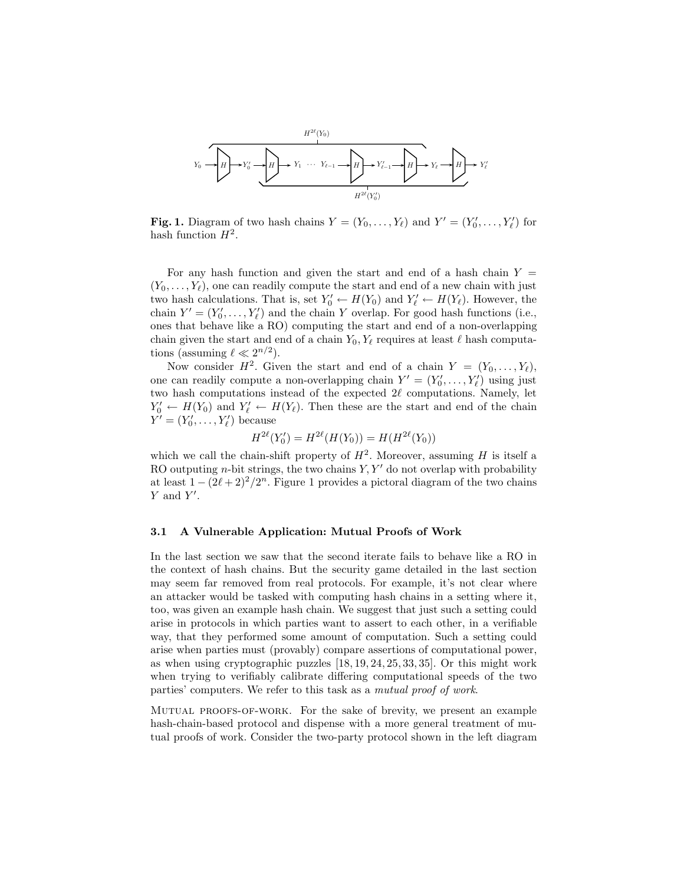**Fig. 1.** Diagram of two hash chains $Y = (Y_0, \ldots, Y_\ell)$ and $Y' = (Y'_0, \ldots, Y'_\ell)$ for hash function $H^2$.

For any hash function and given the start and end of a hash chain $Y = (Y_0, \ldots, Y_\ell)$, one can readily compute the start and end of a new chain with just two hash calculations. That is, set $Y'_0 \leftarrow H(Y_0)$ and $Y'_\ell \leftarrow H(Y_\ell)$. However, the chain $Y' = (Y'_0, \ldots, Y'_\ell)$ and the chain $Y$ overlap. For good hash functions (i.e., ones that behave like a RO) computing the start and end of a non-overlapping chain given the start and end of a chain $Y_0, Y_\ell$ requires at least $\ell$ hash computations (assuming $\ell \ll 2^{n/2}$).

Now consider $H^2$. Given the start and end of a chain $Y = (Y_0, \ldots, Y_\ell)$, one can readily compute a non-overlapping chain $Y' = (Y'_0, \ldots, Y'_\ell)$ using just two hash computations instead of the expected $2\ell$ computations. Namely, let $Y'_0 \leftarrow H(Y_0)$ and $Y'_\ell \leftarrow H(Y_\ell)$. Then these are the start and end of the chain $Y' = (Y'_0, \ldots, Y'_\ell)$ because

$$H^{2\ell}(Y'_0) = H^{2\ell}(H(Y_0)) = H(H^{2\ell}(Y_0))$$

which we call the chain-shift property of $H^2$. Moreover, assuming $H$ is itself a RO outputting $n$-bit strings, the two chains $Y, Y'$ do not overlap with probability at least $1 - (2\ell + 2)^2/2^n$. Figure 1 provides a pictoral diagram of the two chains $Y$ and $Y'$.

### 3.1 A Vulnerable Application: Mutual Proofs of Work

In the last section we saw that the second iterate fails to behave like a RO in the context of hash chains. But the security game detailed in the last section may seem far removed from real protocols. For example, it's not clear where an attacker would be tasked with computing hash chains in a setting where it, too, was given an example hash chain. We suggest that just such a setting could arise in protocols in which parties want to assert to each other, in a verifiable way, that they performed some amount of computation. Such a setting could arise when parties must (provably) compare assertions of computational power, as when using cryptographic puzzles [18, 19, 24, 25, 33, 35]. Or this might work when trying to verifiably calibrate differing computational speeds of the two parties' computers. We refer to this task as a *mutual proof of work*.

MUTUAL PROOFS-OF-WORK. For the sake of brevity, we present an example hash-chain-based protocol and dispense with a more general treatment of mutual proofs of work. Consider the two-party protocol shown in the left diagram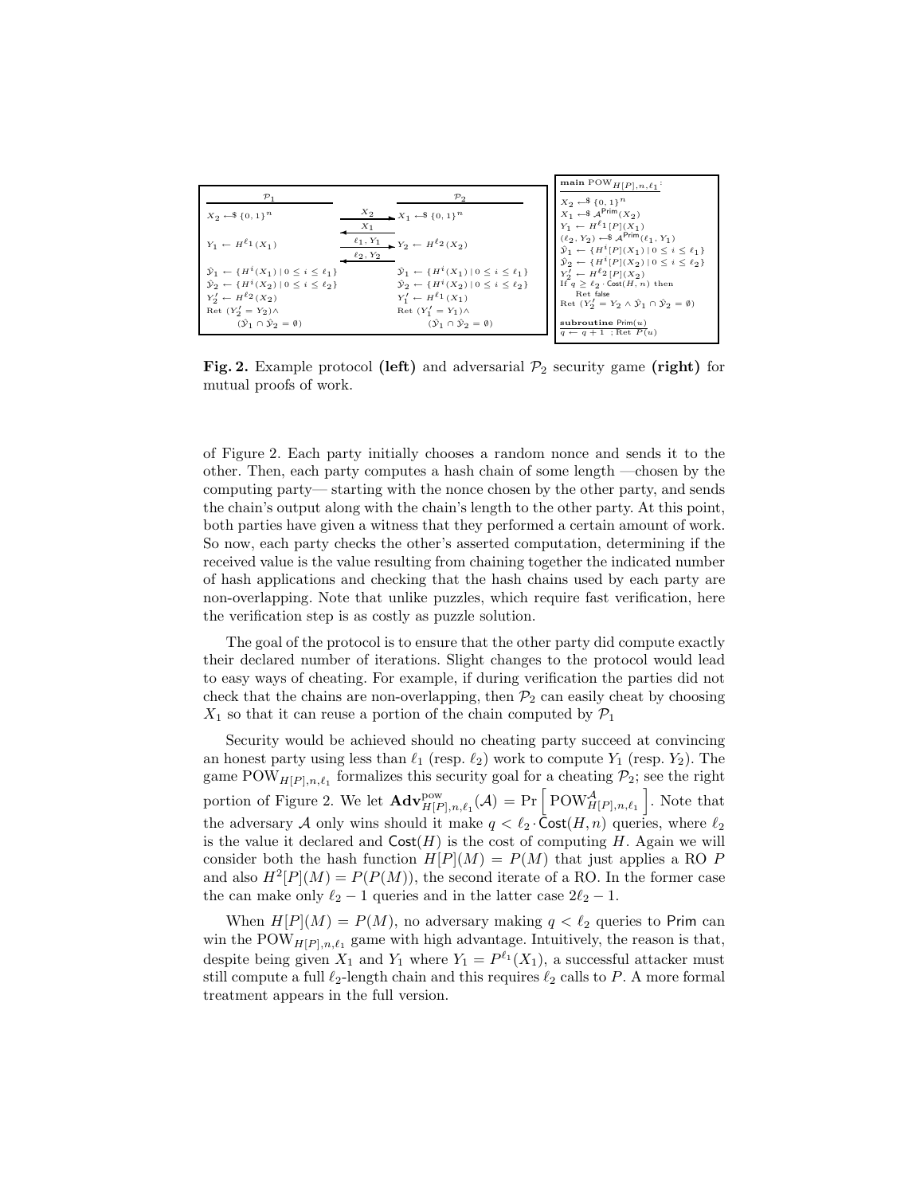| $\mathcal{P}_1$ | | $\mathcal{P}_2$ |
|---|---|---|
| $X_2 \leftarrow\$ \{0,1\}^n$ | $\xrightarrow{X_2}$ | $X_1 \leftarrow\$ \{0,1\}^n$ |
| | $\xleftarrow{X_1}$ | |
| $Y_1 \leftarrow H^{\ell_1}(X_1)$ | $\xrightarrow{\ell_1, Y_1}$ | $Y_2 \leftarrow H^{\ell_2}(X_2)$ |
| | $\xleftarrow{\ell_2, Y_2}$ | |
| $\mathcal{Y}_1 \leftarrow \{H^i(X_1) \mid 0 \le i \le \ell_1\}$ | | $\mathcal{Y}_1 \leftarrow \{H^i(X_1) \mid 0 \le i \le \ell_1\}$ |
| $\mathcal{Y}_2 \leftarrow \{H^i(X_2) \mid 0 \le i \le \ell_2\}$ | | $\mathcal{Y}_2 \leftarrow \{H^i(X_2) \mid 0 \le i \le \ell_2\}$ |
| $Y_2' \leftarrow H^{\ell_2}(X_2)$ | | $Y_1' \leftarrow H^{\ell_1}(X_1)$ |
| Ret $(Y_2' = Y_2) \wedge$ $(\mathcal{Y}_1 \cap \mathcal{Y}_2 = \emptyset)$ | | Ret $(Y_1' = Y_1) \wedge$ $(\mathcal{Y}_1 \cap \mathcal{Y}_2 = \emptyset)$ |

```
main POW_{H[P],n,ℓ1}:
  X2 ←$ {0,1}^n
  X1 ←$ A^Prim(X2)
  Y1 ← H^{ℓ1}[P](X1)
  (ℓ2, Y2) ←$ A^Prim(ℓ1, Y1)
  𝒴1 ← {H^i[P](X1) | 0 ≤ i ≤ ℓ1}
  𝒴2 ← {H^i[P](X2) | 0 ≤ i ≤ ℓ2}
  Y2' ← H^{ℓ2}[P](X2)
  If q ≥ ℓ2 · Cost(H, n) then
    Ret false
  Ret (Y2' = Y2 ∧ 𝒴1 ∩ 𝒴2 = ∅)

subroutine Prim(u)
  q ← q + 1 ; Ret P(u)
```

**Fig. 2.** Example protocol **(left)** and adversarial $\mathcal{P}_2$ security game **(right)** for mutual proofs of work.

of Figure 2. Each party initially chooses a random nonce and sends it to the other. Then, each party computes a hash chain of some length —chosen by the computing party— starting with the nonce chosen by the other party, and sends the chain's output along with the chain's length to the other party. At this point, both parties have given a witness that they performed a certain amount of work. So now, each party checks the other's asserted computation, determining if the received value is the value resulting from chaining together the indicated number of hash applications and checking that the hash chains used by each party are non-overlapping. Note that unlike puzzles, which require fast verification, here the verification step is as costly as puzzle solution.

The goal of the protocol is to ensure that the other party did compute exactly their declared number of iterations. Slight changes to the protocol would lead to easy ways of cheating. For example, if during verification the parties did not check that the chains are non-overlapping, then $\mathcal{P}_2$ can easily cheat by choosing $X_1$ so that it can reuse a portion of the chain computed by $\mathcal{P}_1$

Security would be achieved should no cheating party succeed at convincing an honest party using less than $\ell_1$ (resp. $\ell_2$) work to compute $Y_1$ (resp. $Y_2$). The game $\mathrm{POW}_{H[P],n,\ell_1}$ formalizes this security goal for a cheating $\mathcal{P}_2$; see the right portion of Figure 2. We let $\mathbf{Adv}^{\mathrm{pow}}_{H[P],n,\ell_1}(\mathcal{A}) = \Pr\left[\mathrm{POW}^{\mathcal{A}}_{H[P],n,\ell_1}\right]$. Note that the adversary $\mathcal{A}$ only wins should it make $q < \ell_2 \cdot \mathsf{Cost}(H,n)$ queries, where $\ell_2$ is the value it declared and $\mathsf{Cost}(H)$ is the cost of computing $H$. Again we will consider both the hash function $H[P](M) = P(M)$ that just applies a RO $P$ and also $H^2[P](M) = P(P(M))$, the second iterate of a RO. In the former case the can make only $\ell_2 - 1$ queries and in the latter case $2\ell_2 - 1$.

When $H[P](M) = P(M)$, no adversary making $q < \ell_2$ queries to $\mathsf{Prim}$ can win the $\mathrm{POW}_{H[P],n,\ell_1}$ game with high advantage. Intuitively, the reason is that, despite being given $X_1$ and $Y_1$ where $Y_1 = P^{\ell_1}(X_1)$, a successful attacker must still compute a full $\ell_2$-length chain and this requires $\ell_2$ calls to $P$. A more formal treatment appears in the full version.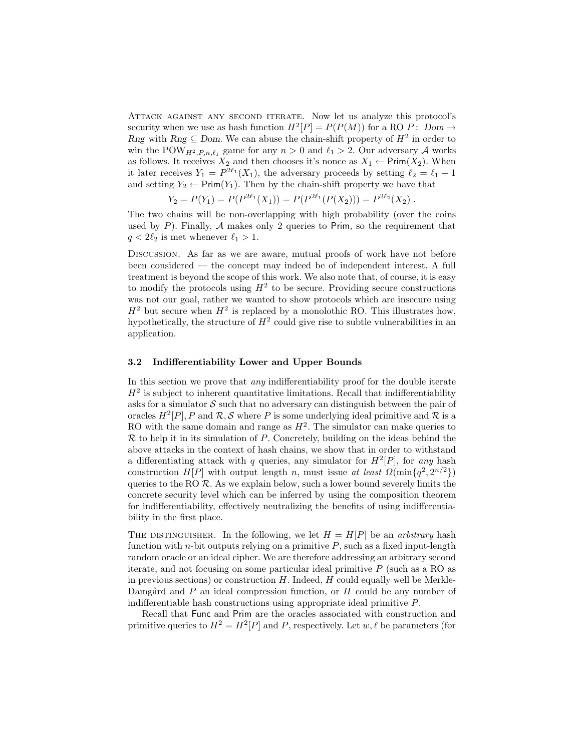Attack against any second iterate. Now let us analyze this protocol's security when we use as hash function $H^2[P] = P(P(M))$ for a RO $P\colon \mathit{Dom} \to \mathit{Rng}$ with $\mathit{Rng} \subseteq \mathit{Dom}$. We can abuse the chain-shift property of $H^2$ in order to win the $\mathrm{POW}_{H^2,P,n,\ell_1}$ game for any $n > 0$ and $\ell_1 > 2$. Our adversary $\mathcal{A}$ works as follows. It receives $X_2$ and then chooses it's nonce as $X_1 \leftarrow \mathsf{Prim}(X_2)$. When it later receives $Y_1 = P^{2\ell_1}(X_1)$, the adversary proceeds by setting $\ell_2 = \ell_1 + 1$ and setting $Y_2 \leftarrow \mathsf{Prim}(Y_1)$. Then by the chain-shift property we have that

$$Y_2 = P(Y_1) = P(P^{2\ell_1}(X_1)) = P(P^{2\ell_1}(P(X_2))) = P^{2\ell_2}(X_2)\ .$$

The two chains will be non-overlapping with high probability (over the coins used by $P$). Finally, $\mathcal{A}$ makes only 2 queries to $\mathsf{Prim}$, so the requirement that $q < 2\ell_2$ is met whenever $\ell_1 > 1$.

Discussion. As far as we are aware, mutual proofs of work have not before been considered — the concept may indeed be of independent interest. A full treatment is beyond the scope of this work. We also note that, of course, it is easy to modify the protocols using $H^2$ to be secure. Providing secure constructions was not our goal, rather we wanted to show protocols which are insecure using $H^2$ but secure when $H^2$ is replaced by a monolothic RO. This illustrates how, hypothetically, the structure of $H^2$ could give rise to subtle vulnerabilities in an application.

### 3.2 Indifferentiability Lower and Upper Bounds

In this section we prove that *any* indifferentiability proof for the double iterate $H^2$ is subject to inherent quantitative limitations. Recall that indifferentiability asks for a simulator $\mathcal{S}$ such that no adversary can distinguish between the pair of oracles $H^2[P], P$ and $\mathcal{R}, \mathcal{S}$ where $P$ is some underlying ideal primitive and $\mathcal{R}$ is a RO with the same domain and range as $H^2$. The simulator can make queries to $\mathcal{R}$ to help it in its simulation of $P$. Concretely, building on the ideas behind the above attacks in the context of hash chains, we show that in order to withstand a differentiating attack with $q$ queries, any simulator for $H^2[P]$, for *any* hash construction $H[P]$ with output length $n$, must issue *at least* $\Omega(\min\{q^2, 2^{n/2}\})$ queries to the RO $\mathcal{R}$. As we explain below, such a lower bound severely limits the concrete security level which can be inferred by using the composition theorem for indifferentiability, effectively neutralizing the benefits of using indifferentiability in the first place.

The distinguisher. In the following, we let $H = H[P]$ be an *arbitrary* hash function with $n$-bit outputs relying on a primitive $P$, such as a fixed input-length random oracle or an ideal cipher. We are therefore addressing an arbitrary second iterate, and not focusing on some particular ideal primitive $P$ (such as a RO as in previous sections) or construction $H$. Indeed, $H$ could equally well be Merkle-Damgård and $P$ an ideal compression function, or $H$ could be any number of indifferentiable hash constructions using appropriate ideal primitive $P$.

Recall that $\mathsf{Func}$ and $\mathsf{Prim}$ are the oracles associated with construction and primitive queries to $H^2 = H^2[P]$ and $P$, respectively. Let $w, \ell$ be parameters (for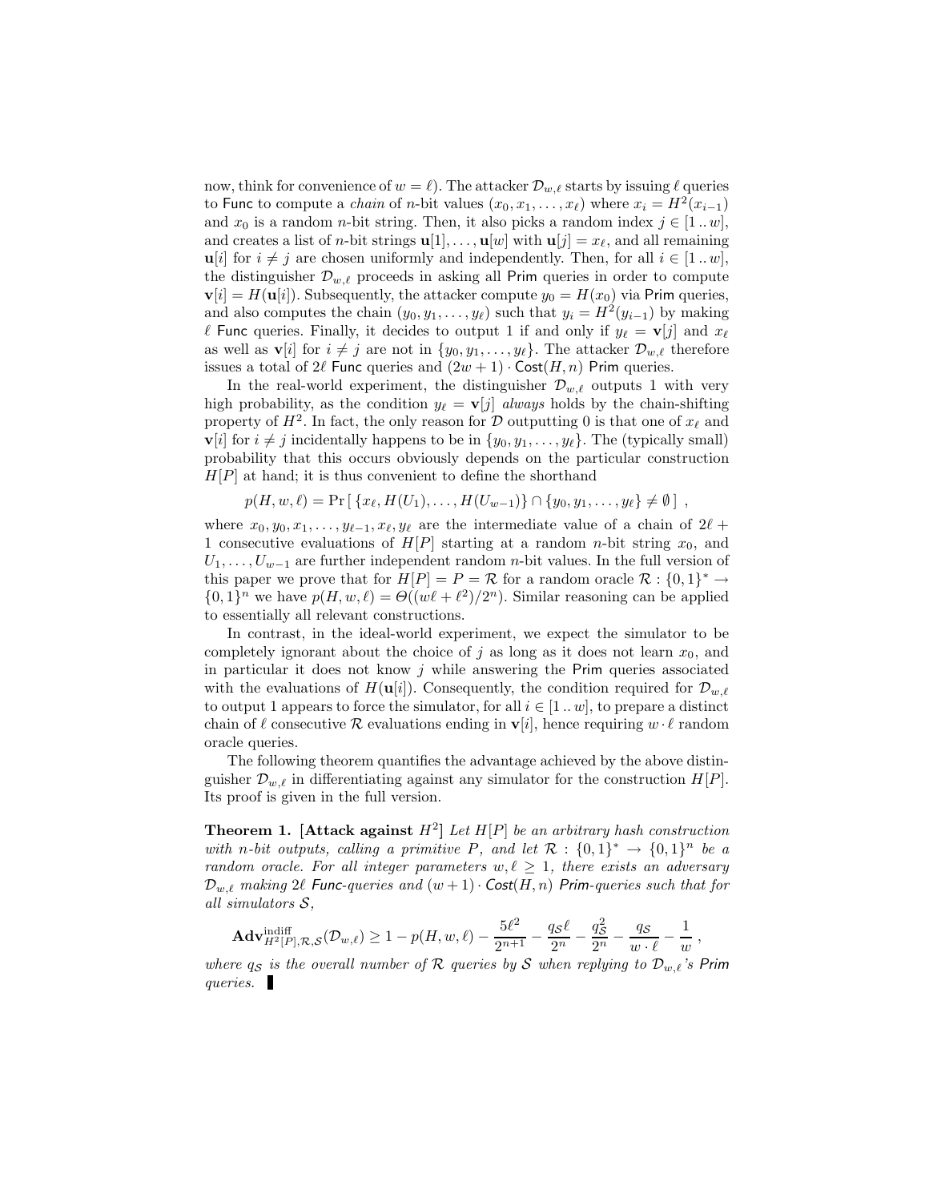now, think for convenience of $w = \ell$). The attacker $\mathcal{D}_{w,\ell}$ starts by issuing $\ell$ queries to Func to compute a *chain* of $n$-bit values $(x_0, x_1, \ldots, x_\ell)$ where $x_i = H^2(x_{i-1})$ and $x_0$ is a random $n$-bit string. Then, it also picks a random index $j \in [1 \,..\, w]$, and creates a list of $n$-bit strings $\mathbf{u}[1], \ldots, \mathbf{u}[w]$ with $\mathbf{u}[j] = x_\ell$, and all remaining $\mathbf{u}[i]$ for $i \neq j$ are chosen uniformly and independently. Then, for all $i \in [1 \,..\, w]$, the distinguisher $\mathcal{D}_{w,\ell}$ proceeds in asking all Prim queries in order to compute $\mathbf{v}[i] = H(\mathbf{u}[i])$. Subsequently, the attacker compute $y_0 = H(x_0)$ via Prim queries, and also computes the chain $(y_0, y_1, \ldots, y_\ell)$ such that $y_i = H^2(y_{i-1})$ by making $\ell$ Func queries. Finally, it decides to output 1 if and only if $y_\ell = \mathbf{v}[j]$ and $x_\ell$ as well as $\mathbf{v}[i]$ for $i \neq j$ are not in $\{y_0, y_1, \ldots, y_\ell\}$. The attacker $\mathcal{D}_{w,\ell}$ therefore issues a total of $2\ell$ Func queries and $(2w+1) \cdot \mathsf{Cost}(H, n)$ Prim queries.

In the real-world experiment, the distinguisher $\mathcal{D}_{w,\ell}$ outputs 1 with very high probability, as the condition $y_\ell = \mathbf{v}[j]$ *always* holds by the chain-shifting property of $H^2$. In fact, the only reason for $\mathcal{D}$ outputting 0 is that one of $x_\ell$ and $\mathbf{v}[i]$ for $i \neq j$ incidentally happens to be in $\{y_0, y_1, \ldots, y_\ell\}$. The (typically small) probability that this occurs obviously depends on the particular construction $H[P]$ at hand; it is thus convenient to define the shorthand

$$p(H, w, \ell) = \Pr\left[\, \{x_\ell, H(U_1), \ldots, H(U_{w-1})\} \cap \{y_0, y_1, \ldots, y_\ell\} \neq \emptyset \,\right] ,$$

where $x_0, y_0, x_1, \ldots, y_{\ell-1}, x_\ell, y_\ell$ are the intermediate value of a chain of $2\ell + 1$ consecutive evaluations of $H[P]$ starting at a random $n$-bit string $x_0$, and $U_1, \ldots, U_{w-1}$ are further independent random $n$-bit values. In the full version of this paper we prove that for $H[P] = P = \mathcal{R}$ for a random oracle $\mathcal{R} : \{0,1\}^* \rightarrow \{0,1\}^n$ we have $p(H, w, \ell) = \Theta((w\ell + \ell^2)/2^n)$. Similar reasoning can be applied to essentially all relevant constructions.

In contrast, in the ideal-world experiment, we expect the simulator to be completely ignorant about the choice of $j$ as long as it does not learn $x_0$, and in particular it does not know $j$ while answering the Prim queries associated with the evaluations of $H(\mathbf{u}[i])$. Consequently, the condition required for $\mathcal{D}_{w,\ell}$ to output 1 appears to force the simulator, for all $i \in [1 \,..\, w]$, to prepare a distinct chain of $\ell$ consecutive $\mathcal{R}$ evaluations ending in $\mathbf{v}[i]$, hence requiring $w \cdot \ell$ random oracle queries.

The following theorem quantifies the advantage achieved by the above distinguisher $\mathcal{D}_{w,\ell}$ in differentiating against any simulator for the construction $H[P]$. Its proof is given in the full version.

**Theorem 1. [Attack against $H^2$]** *Let $H[P]$ be an arbitrary hash construction with $n$-bit outputs, calling a primitive $P$, and let $\mathcal{R} : \{0,1\}^* \rightarrow \{0,1\}^n$ be a random oracle. For all integer parameters $w, \ell \geq 1$, there exists an adversary $\mathcal{D}_{w,\ell}$ making $2\ell$ Func-queries and $(w+1) \cdot \mathsf{Cost}(H, n)$ Prim-queries such that for all simulators $\mathcal{S}$,*

$$\mathbf{Adv}^{\mathrm{indiff}}_{H^2[P],\mathcal{R},\mathcal{S}}(\mathcal{D}_{w,\ell}) \geq 1 - p(H, w, \ell) - \frac{5\ell^2}{2^{n+1}} - \frac{q_{\mathcal{S}}\ell}{2^n} - \frac{q_{\mathcal{S}}^2}{2^n} - \frac{q_{\mathcal{S}}}{w \cdot \ell} - \frac{1}{w} \,,$$

*where $q_{\mathcal{S}}$ is the overall number of $\mathcal{R}$ queries by $\mathcal{S}$ when replying to $\mathcal{D}_{w,\ell}$'s Prim queries.* ∎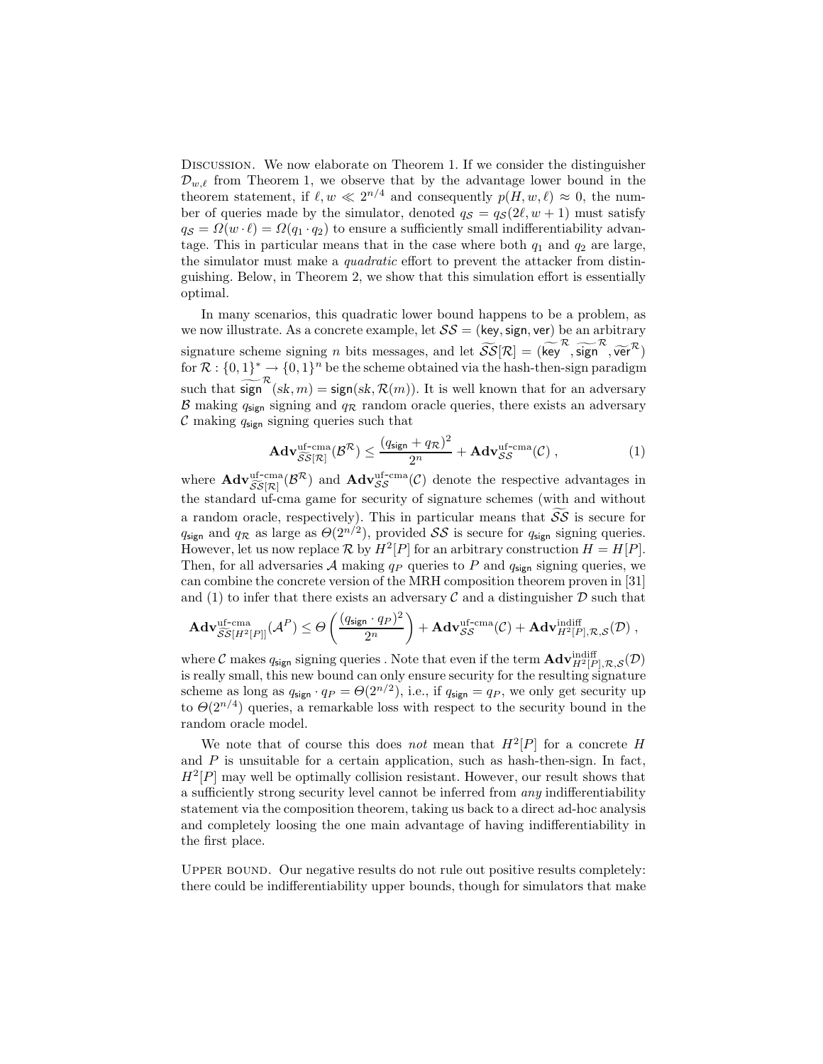**Discussion.** We now elaborate on Theorem 1. If we consider the distinguisher $\mathcal{D}_{w,\ell}$ from Theorem 1, we observe that by the advantage lower bound in the theorem statement, if $\ell, w \ll 2^{n/4}$ and consequently $p(H, w, \ell) \approx 0$, the number of queries made by the simulator, denoted $q_{\mathcal{S}} = q_{\mathcal{S}}(2\ell, w+1)$ must satisfy $q_{\mathcal{S}} = \Omega(w \cdot \ell) = \Omega(q_1 \cdot q_2)$ to ensure a sufficiently small indifferentiability advantage. This in particular means that in the case where both $q_1$ and $q_2$ are large, the simulator must make a *quadratic* effort to prevent the attacker from distinguishing. Below, in Theorem 2, we show that this simulation effort is essentially optimal.

In many scenarios, this quadratic lower bound happens to be a problem, as we now illustrate. As a concrete example, let $\mathcal{SS} = (\mathsf{key}, \mathsf{sign}, \mathsf{ver})$ be an arbitrary signature scheme signing $n$ bits messages, and let $\widetilde{\mathcal{SS}}[\mathcal{R}] = (\widetilde{\mathsf{key}}^{\mathcal{R}}, \widetilde{\mathsf{sign}}^{\mathcal{R}}, \widetilde{\mathsf{ver}}^{\mathcal{R}})$ for $\mathcal{R} : \{0,1\}^* \to \{0,1\}^n$ be the scheme obtained via the hash-then-sign paradigm such that $\widetilde{\mathsf{sign}}^{\mathcal{R}}(sk, m) = \mathsf{sign}(sk, \mathcal{R}(m))$. It is well known that for an adversary $\mathcal{B}$ making $q_{\mathsf{sign}}$ signing and $q_{\mathcal{R}}$ random oracle queries, there exists an adversary $\mathcal{C}$ making $q_{\mathsf{sign}}$ signing queries such that

$$\mathbf{Adv}^{\text{uf-cma}}_{\widetilde{\mathcal{SS}}[\mathcal{R}]}(\mathcal{B}^{\mathcal{R}}) \leq \frac{(q_{\mathsf{sign}} + q_{\mathcal{R}})^2}{2^n} + \mathbf{Adv}^{\text{uf-cma}}_{\mathcal{SS}}(\mathcal{C}) \,, \tag{1}$$

where $\mathbf{Adv}^{\text{uf-cma}}_{\widetilde{\mathcal{SS}}[\mathcal{R}]}(\mathcal{B}^{\mathcal{R}})$ and $\mathbf{Adv}^{\text{uf-cma}}_{\mathcal{SS}}(\mathcal{C})$ denote the respective advantages in the standard uf-cma game for security of signature schemes (with and without a random oracle, respectively). This in particular means that $\widetilde{\mathcal{SS}}$ is secure for $q_{\mathsf{sign}}$ and $q_{\mathcal{R}}$ as large as $\Theta(2^{n/2})$, provided $\mathcal{SS}$ is secure for $q_{\mathsf{sign}}$ signing queries. However, let us now replace $\mathcal{R}$ by $H^2[P]$ for an arbitrary construction $H = H[P]$. Then, for all adversaries $\mathcal{A}$ making $q_P$ queries to $P$ and $q_{\mathsf{sign}}$ signing queries, we can combine the concrete version of the MRH composition theorem proven in [31] and (1) to infer that there exists an adversary $\mathcal{C}$ and a distinguisher $\mathcal{D}$ such that

$$\mathbf{Adv}^{\text{uf-cma}}_{\widetilde{\mathcal{SS}}[H^2[P]]}(\mathcal{A}^{P}) \leq \Theta\left(\frac{(q_{\mathsf{sign}} \cdot q_P)^2}{2^n}\right) + \mathbf{Adv}^{\text{uf-cma}}_{\mathcal{SS}}(\mathcal{C}) + \mathbf{Adv}^{\text{indiff}}_{H^2[P],\mathcal{R},\mathcal{S}}(\mathcal{D}) \,,$$

where $\mathcal{C}$ makes $q_{\mathsf{sign}}$ signing queries . Note that even if the term $\mathbf{Adv}^{\text{indiff}}_{H^2[P],\mathcal{R},\mathcal{S}}(\mathcal{D})$ is really small, this new bound can only ensure security for the resulting signature scheme as long as $q_{\mathsf{sign}} \cdot q_P = \Theta(2^{n/2})$, i.e., if $q_{\mathsf{sign}} = q_P$, we only get security up to $\Theta(2^{n/4})$ queries, a remarkable loss with respect to the security bound in the random oracle model.

We note that of course this does *not* mean that $H^2[P]$ for a concrete $H$ and $P$ is unsuitable for a certain application, such as hash-then-sign. In fact, $H^2[P]$ may well be optimally collision resistant. However, our result shows that a sufficiently strong security level cannot be inferred from *any* indifferentiability statement via the composition theorem, taking us back to a direct ad-hoc analysis and completely loosing the one main advantage of having indifferentiability in the first place.

**Upper bound.** Our negative results do not rule out positive results completely: there could be indifferentiability upper bounds, though for simulators that make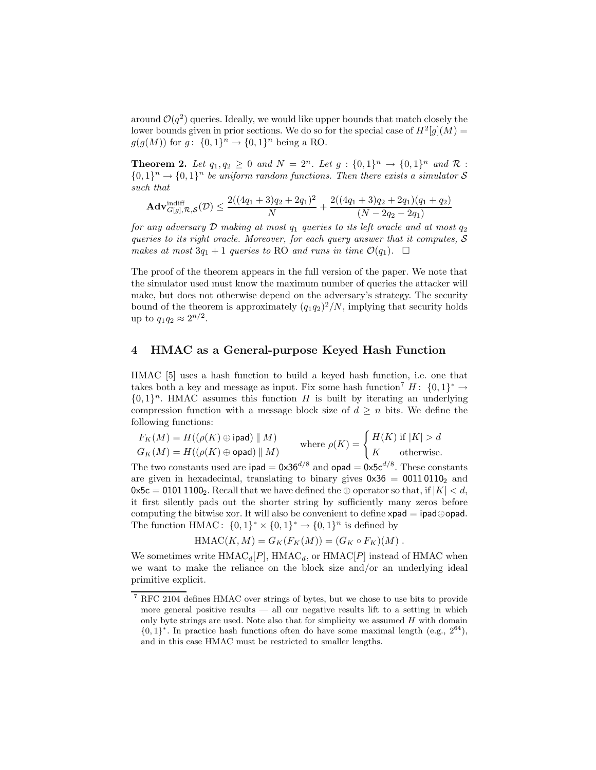around $\mathcal{O}(q^2)$ queries. Ideally, we would like upper bounds that match closely the lower bounds given in prior sections. We do so for the special case of $H^2[g](M) = g(g(M))$ for $g\colon \{0,1\}^n \to \{0,1\}^n$ being a RO.

**Theorem 2.** *Let $q_1, q_2 \geq 0$ and $N = 2^n$. Let $g : \{0,1\}^n \to \{0,1\}^n$ and $\mathcal{R} : \{0,1\}^n \to \{0,1\}^n$ be uniform random functions. Then there exists a simulator $\mathcal{S}$ such that*

$$\mathbf{Adv}^{\text{indiff}}_{G[g],\mathcal{R},\mathcal{S}}(\mathcal{D}) \leq \frac{2((4q_1+3)q_2+2q_1)^2}{N} + \frac{2((4q_1+3)q_2+2q_1)(q_1+q_2)}{(N-2q_2-2q_1)}$$

*for any adversary $\mathcal{D}$ making at most $q_1$ queries to its left oracle and at most $q_2$ queries to its right oracle. Moreover, for each query answer that it computes, $\mathcal{S}$ makes at most $3q_1+1$ queries to* RO *and runs in time $\mathcal{O}(q_1)$.* $\square$

The proof of the theorem appears in the full version of the paper. We note that the simulator used must know the maximum number of queries the attacker will make, but does not otherwise depend on the adversary's strategy. The security bound of the theorem is approximately $(q_1 q_2)^2/N$, implying that security holds up to $q_1 q_2 \approx 2^{n/2}$.

## 4 HMAC as a General-purpose Keyed Hash Function

HMAC [5] uses a hash function to build a keyed hash function, i.e. one that takes both a key and message as input. Fix some hash function[7] $H\colon \{0,1\}^* \to \{0,1\}^n$. HMAC assumes this function $H$ is built by iterating an underlying compression function with a message block size of $d \geq n$ bits. We define the following functions:

$$F_K(M) = H((\rho(K) \oplus \mathsf{ipad}) \,\|\, M) \qquad \text{where } \rho(K) = \begin{cases} H(K) & \text{if } |K| > d \\ K & \text{otherwise.} \end{cases}$$
$$G_K(M) = H((\rho(K) \oplus \mathsf{opad}) \,\|\, M)$$

The two constants used are $\mathsf{ipad} = \mathsf{0x36}^{d/8}$ and $\mathsf{opad} = \mathsf{0x5c}^{d/8}$. These constants are given in hexadecimal, translating to binary gives $\mathsf{0x36} = \mathsf{0011\,0110}_2$ and $\mathsf{0x5c} = \mathsf{0101\,1100}_2$. Recall that we have defined the $\oplus$ operator so that, if $|K| < d$, it first silently pads out the shorter string by sufficiently many zeros before computing the bitwise xor. It will also be convenient to define $\mathsf{xpad} = \mathsf{ipad} \oplus \mathsf{opad}$. The function $\mathrm{HMAC}\colon \{0,1\}^* \times \{0,1\}^* \to \{0,1\}^n$ is defined by

$$\mathrm{HMAC}(K,M) = G_K(F_K(M)) = (G_K \circ F_K)(M) \ .$$

We sometimes write $\mathrm{HMAC}_d[P]$, $\mathrm{HMAC}_d$, or $\mathrm{HMAC}[P]$ instead of HMAC when we want to make the reliance on the block size and/or an underlying ideal primitive explicit.

[7] RFC 2104 defines HMAC over strings of bytes, but we chose to use bits to provide more general positive results — all our negative results lift to a setting in which only byte strings are used. Note also that for simplicity we assumed $H$ with domain $\{0,1\}^*$. In practice hash functions often do have some maximal length (e.g., $2^{64}$), and in this case HMAC must be restricted to smaller lengths.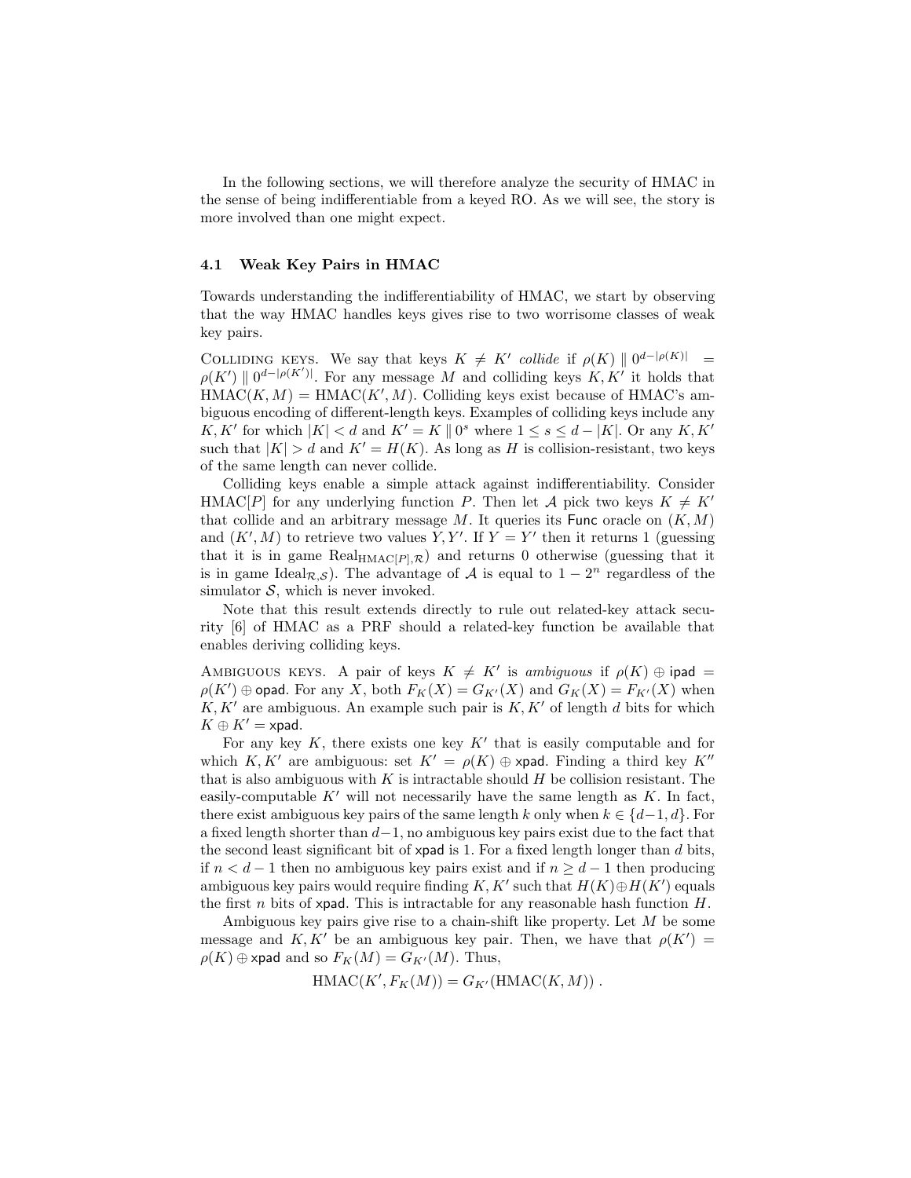In the following sections, we will therefore analyze the security of HMAC in the sense of being indifferentiable from a keyed RO. As we will see, the story is more involved than one might expect.

### 4.1 Weak Key Pairs in HMAC

Towards understanding the indifferentiability of HMAC, we start by observing that the way HMAC handles keys gives rise to two worrisome classes of weak key pairs.

Colliding keys. We say that keys $K \neq K'$ *collide* if $\rho(K) \parallel 0^{d-|\rho(K)|} = \rho(K') \parallel 0^{d-|\rho(K')|}$. For any message $M$ and colliding keys $K, K'$ it holds that $\mathrm{HMAC}(K, M) = \mathrm{HMAC}(K', M)$. Colliding keys exist because of HMAC's ambiguous encoding of different-length keys. Examples of colliding keys include any $K, K'$ for which $|K| < d$ and $K' = K \parallel 0^s$ where $1 \leq s \leq d - |K|$. Or any $K, K'$ such that $|K| > d$ and $K' = H(K)$. As long as $H$ is collision-resistant, two keys of the same length can never collide.

Colliding keys enable a simple attack against indifferentiability. Consider $\mathrm{HMAC}[P]$ for any underlying function $P$. Then let $\mathcal{A}$ pick two keys $K \neq K'$ that collide and an arbitrary message $M$. It queries its $\mathsf{Func}$ oracle on $(K, M)$ and $(K', M)$ to retrieve two values $Y, Y'$. If $Y = Y'$ then it returns 1 (guessing that it is in game $\mathrm{Real}_{\mathrm{HMAC}[P],\mathcal{R}}$) and returns 0 otherwise (guessing that it is in game $\mathrm{Ideal}_{\mathcal{R},\mathcal{S}}$). The advantage of $\mathcal{A}$ is equal to $1 - 2^n$ regardless of the simulator $\mathcal{S}$, which is never invoked.

Note that this result extends directly to rule out related-key attack security [6] of HMAC as a PRF should a related-key function be available that enables deriving colliding keys.

Ambiguous keys. A pair of keys $K \neq K'$ is *ambiguous* if $\rho(K) \oplus \mathsf{ipad} = \rho(K') \oplus \mathsf{opad}$. For any $X$, both $F_K(X) = G_{K'}(X)$ and $G_K(X) = F_{K'}(X)$ when $K, K'$ are ambiguous. An example such pair is $K, K'$ of length $d$ bits for which $K \oplus K' = \mathsf{xpad}$.

For any key $K$, there exists one key $K'$ that is easily computable and for which $K, K'$ are ambiguous: set $K' = \rho(K) \oplus \mathsf{xpad}$. Finding a third key $K''$ that is also ambiguous with $K$ is intractable should $H$ be collision resistant. The easily-computable $K'$ will not necessarily have the same length as $K$. In fact, there exist ambiguous key pairs of the same length $k$ only when $k \in \{d-1, d\}$. For a fixed length shorter than $d-1$, no ambiguous key pairs exist due to the fact that the second least significant bit of $\mathsf{xpad}$ is 1. For a fixed length longer than $d$ bits, if $n < d - 1$ then no ambiguous key pairs exist and if $n \geq d - 1$ then producing ambiguous key pairs would require finding $K, K'$ such that $H(K) \oplus H(K')$ equals the first $n$ bits of $\mathsf{xpad}$. This is intractable for any reasonable hash function $H$.

Ambiguous key pairs give rise to a chain-shift like property. Let $M$ be some message and $K, K'$ be an ambiguous key pair. Then, we have that $\rho(K') = \rho(K) \oplus \mathsf{xpad}$ and so $F_K(M) = G_{K'}(M)$. Thus,

$$\mathrm{HMAC}(K', F_K(M)) = G_{K'}(\mathrm{HMAC}(K, M)) .$$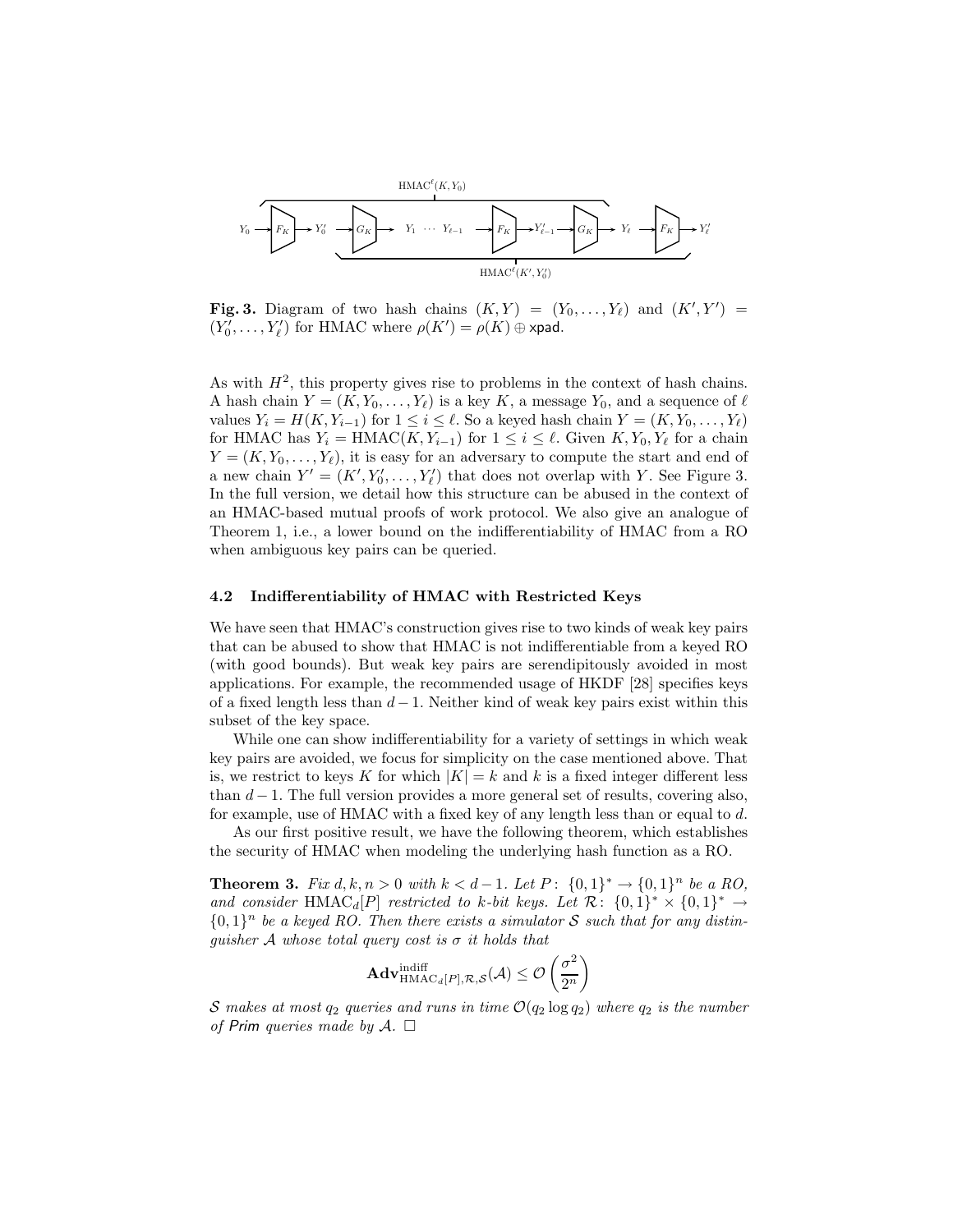**Fig. 3.** Diagram of two hash chains $(K, Y) = (Y_0, \ldots, Y_\ell)$ and $(K', Y') = (Y'_0, \ldots, Y'_\ell)$ for HMAC where $\rho(K') = \rho(K) \oplus \mathsf{xpad}$.

As with $H^2$, this property gives rise to problems in the context of hash chains. A hash chain $Y = (K, Y_0, \ldots, Y_\ell)$ is a key $K$, a message $Y_0$, and a sequence of $\ell$ values $Y_i = H(K, Y_{i-1})$ for $1 \leq i \leq \ell$. So a keyed hash chain $Y = (K, Y_0, \ldots, Y_\ell)$ for HMAC has $Y_i = \text{HMAC}(K, Y_{i-1})$ for $1 \leq i \leq \ell$. Given $K, Y_0, Y_\ell$ for a chain $Y = (K, Y_0, \ldots, Y_\ell)$, it is easy for an adversary to compute the start and end of a new chain $Y' = (K', Y'_0, \ldots, Y'_\ell)$ that does not overlap with $Y$. See Figure 3. In the full version, we detail how this structure can be abused in the context of an HMAC-based mutual proofs of work protocol. We also give an analogue of Theorem 1, i.e., a lower bound on the indifferentiability of HMAC from a RO when ambiguous key pairs can be queried.

### 4.2 Indifferentiability of HMAC with Restricted Keys

We have seen that HMAC's construction gives rise to two kinds of weak key pairs that can be abused to show that HMAC is not indifferentiable from a keyed RO (with good bounds). But weak key pairs are serendipitously avoided in most applications. For example, the recommended usage of HKDF [28] specifies keys of a fixed length less than $d-1$. Neither kind of weak key pairs exist within this subset of the key space.

While one can show indifferentiability for a variety of settings in which weak key pairs are avoided, we focus for simplicity on the case mentioned above. That is, we restrict to keys $K$ for which $|K| = k$ and $k$ is a fixed integer different less than $d-1$. The full version provides a more general set of results, covering also, for example, use of HMAC with a fixed key of any length less than or equal to $d$.

As our first positive result, we have the following theorem, which establishes the security of HMAC when modeling the underlying hash function as a RO.

**Theorem 3.** *Fix $d, k, n > 0$ with $k < d-1$. Let $P\colon \{0,1\}^* \to \{0,1\}^n$ be a RO, and consider $\text{HMAC}_d[P]$ restricted to $k$-bit keys. Let $\mathcal{R}\colon \{0,1\}^* \times \{0,1\}^* \to \{0,1\}^n$ be a keyed RO. Then there exists a simulator $\mathcal{S}$ such that for any distinguisher $\mathcal{A}$ whose total query cost is $\sigma$ it holds that*

$$\mathbf{Adv}^{\text{indiff}}_{\text{HMAC}_d[P],\mathcal{R},\mathcal{S}}(\mathcal{A}) \leq \mathcal{O}\left(\frac{\sigma^2}{2^n}\right)$$

*$\mathcal{S}$ makes at most $q_2$ queries and runs in time $\mathcal{O}(q_2 \log q_2)$ where $q_2$ is the number of* Prim *queries made by $\mathcal{A}$.* $\square$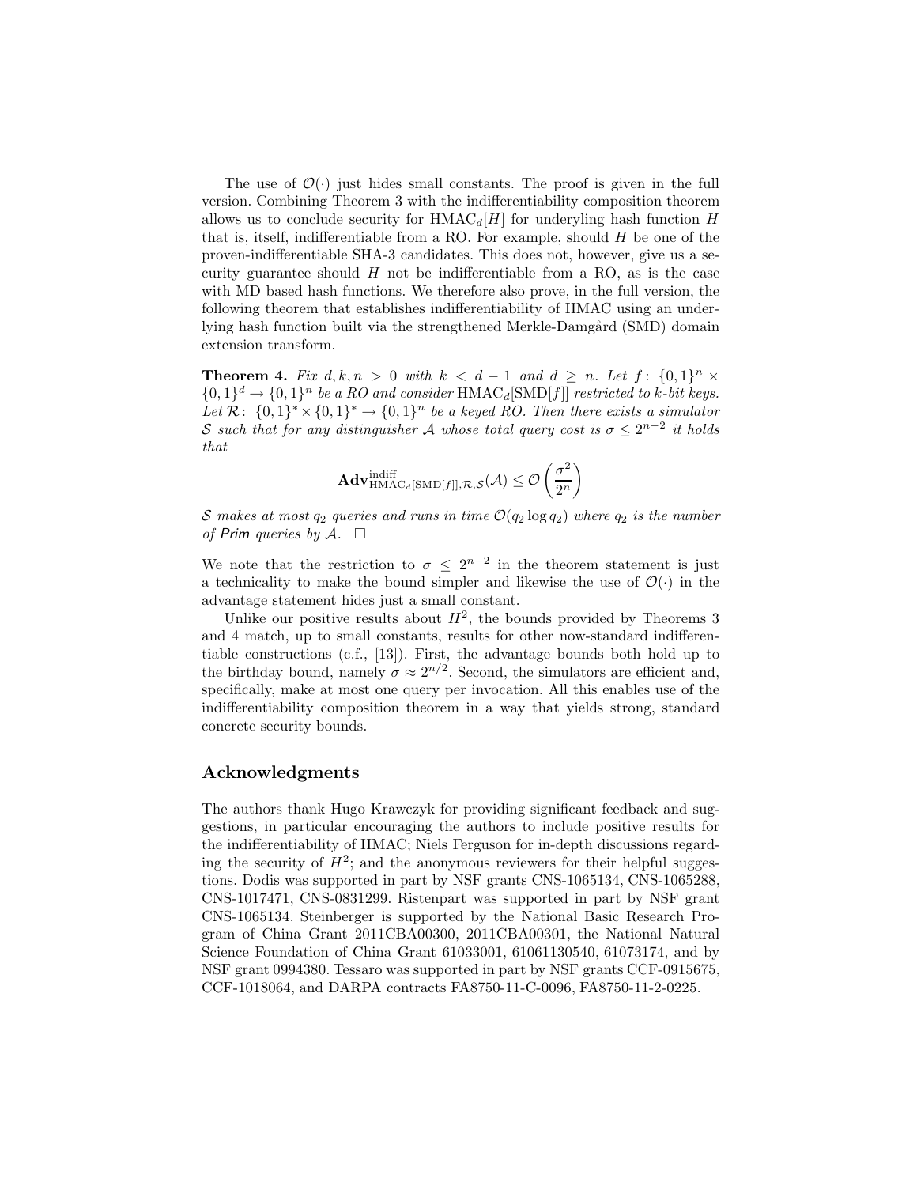The use of $\mathcal{O}(\cdot)$ just hides small constants. The proof is given in the full version. Combining Theorem 3 with the indifferentiability composition theorem allows us to conclude security for $\mathrm{HMAC}_d[H]$ for underyling hash function $H$ that is, itself, indifferentiable from a RO. For example, should $H$ be one of the proven-indifferentiable SHA-3 candidates. This does not, however, give us a security guarantee should $H$ not be indifferentiable from a RO, as is the case with MD based hash functions. We therefore also prove, in the full version, the following theorem that establishes indifferentiability of HMAC using an underlying hash function built via the strengthened Merkle-Damgård (SMD) domain extension transform.

**Theorem 4.** *Fix $d, k, n > 0$ with $k < d - 1$ and $d \geq n$. Let $f \colon \{0,1\}^n \times \{0,1\}^d \to \{0,1\}^n$ be a RO and consider $\mathrm{HMAC}_d[\mathrm{SMD}[f]]$ restricted to $k$-bit keys. Let $\mathcal{R} \colon \{0,1\}^* \times \{0,1\}^* \to \{0,1\}^n$ be a keyed RO. Then there exists a simulator $\mathcal{S}$ such that for any distinguisher $\mathcal{A}$ whose total query cost is $\sigma \leq 2^{n-2}$ it holds that*

$$\mathbf{Adv}^{\mathrm{indiff}}_{\mathrm{HMAC}_d[\mathrm{SMD}[f]],\mathcal{R},\mathcal{S}}(\mathcal{A}) \leq \mathcal{O}\left(\frac{\sigma^2}{2^n}\right)$$

*$\mathcal{S}$ makes at most $q_2$ queries and runs in time $\mathcal{O}(q_2 \log q_2)$ where $q_2$ is the number of Prim queries by $\mathcal{A}$.* $\square$

We note that the restriction to $\sigma \leq 2^{n-2}$ in the theorem statement is just a technicality to make the bound simpler and likewise the use of $\mathcal{O}(\cdot)$ in the advantage statement hides just a small constant.

Unlike our positive results about $H^2$, the bounds provided by Theorems 3 and 4 match, up to small constants, results for other now-standard indifferentiable constructions (c.f., [13]). First, the advantage bounds both hold up to the birthday bound, namely $\sigma \approx 2^{n/2}$. Second, the simulators are efficient and, specifically, make at most one query per invocation. All this enables use of the indifferentiability composition theorem in a way that yields strong, standard concrete security bounds.

## Acknowledgments

The authors thank Hugo Krawczyk for providing significant feedback and suggestions, in particular encouraging the authors to include positive results for the indifferentiability of HMAC; Niels Ferguson for in-depth discussions regarding the security of $H^2$; and the anonymous reviewers for their helpful suggestions. Dodis was supported in part by NSF grants CNS-1065134, CNS-1065288, CNS-1017471, CNS-0831299. Ristenpart was supported in part by NSF grant CNS-1065134. Steinberger is supported by the National Basic Research Program of China Grant 2011CBA00300, 2011CBA00301, the National Natural Science Foundation of China Grant 61033001, 61061130540, 61073174, and by NSF grant 0994380. Tessaro was supported in part by NSF grants CCF-0915675, CCF-1018064, and DARPA contracts FA8750-11-C-0096, FA8750-11-2-0225.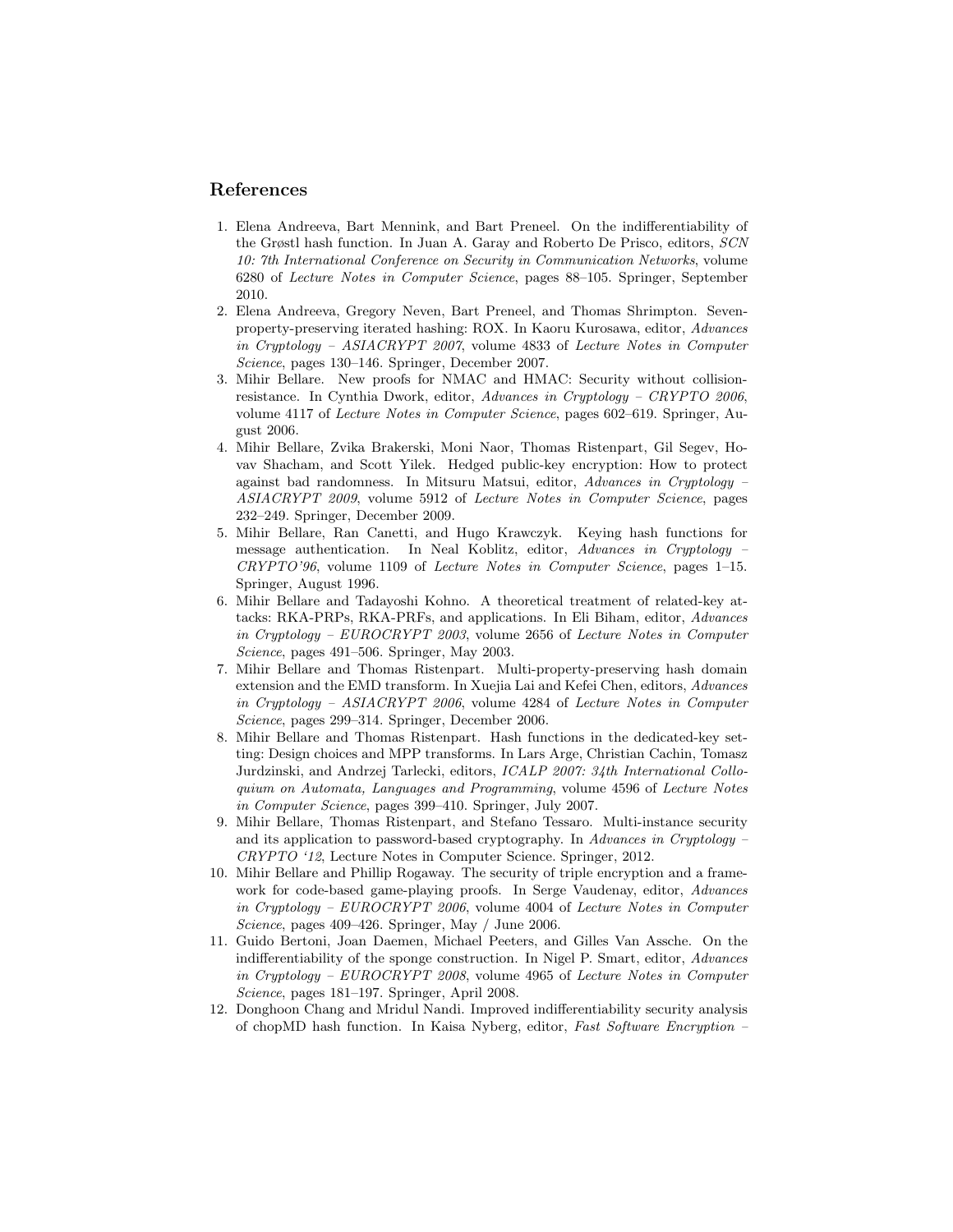## References

1. Elena Andreeva, Bart Mennink, and Bart Preneel. On the indifferentiability of the Grøstl hash function. In Juan A. Garay and Roberto De Prisco, editors, *SCN 10: 7th International Conference on Security in Communication Networks*, volume 6280 of *Lecture Notes in Computer Science*, pages 88–105. Springer, September 2010.
2. Elena Andreeva, Gregory Neven, Bart Preneel, and Thomas Shrimpton. Seven-property-preserving iterated hashing: ROX. In Kaoru Kurosawa, editor, *Advances in Cryptology – ASIACRYPT 2007*, volume 4833 of *Lecture Notes in Computer Science*, pages 130–146. Springer, December 2007.
3. Mihir Bellare. New proofs for NMAC and HMAC: Security without collision-resistance. In Cynthia Dwork, editor, *Advances in Cryptology – CRYPTO 2006*, volume 4117 of *Lecture Notes in Computer Science*, pages 602–619. Springer, August 2006.
4. Mihir Bellare, Zvika Brakerski, Moni Naor, Thomas Ristenpart, Gil Segev, Hovav Shacham, and Scott Yilek. Hedged public-key encryption: How to protect against bad randomness. In Mitsuru Matsui, editor, *Advances in Cryptology – ASIACRYPT 2009*, volume 5912 of *Lecture Notes in Computer Science*, pages 232–249. Springer, December 2009.
5. Mihir Bellare, Ran Canetti, and Hugo Krawczyk. Keying hash functions for message authentication. In Neal Koblitz, editor, *Advances in Cryptology – CRYPTO'96*, volume 1109 of *Lecture Notes in Computer Science*, pages 1–15. Springer, August 1996.
6. Mihir Bellare and Tadayoshi Kohno. A theoretical treatment of related-key attacks: RKA-PRPs, RKA-PRFs, and applications. In Eli Biham, editor, *Advances in Cryptology – EUROCRYPT 2003*, volume 2656 of *Lecture Notes in Computer Science*, pages 491–506. Springer, May 2003.
7. Mihir Bellare and Thomas Ristenpart. Multi-property-preserving hash domain extension and the EMD transform. In Xuejia Lai and Kefei Chen, editors, *Advances in Cryptology – ASIACRYPT 2006*, volume 4284 of *Lecture Notes in Computer Science*, pages 299–314. Springer, December 2006.
8. Mihir Bellare and Thomas Ristenpart. Hash functions in the dedicated-key setting: Design choices and MPP transforms. In Lars Arge, Christian Cachin, Tomasz Jurdzinski, and Andrzej Tarlecki, editors, *ICALP 2007: 34th International Colloquium on Automata, Languages and Programming*, volume 4596 of *Lecture Notes in Computer Science*, pages 399–410. Springer, July 2007.
9. Mihir Bellare, Thomas Ristenpart, and Stefano Tessaro. Multi-instance security and its application to password-based cryptography. In *Advances in Cryptology – CRYPTO '12*, Lecture Notes in Computer Science. Springer, 2012.
10. Mihir Bellare and Phillip Rogaway. The security of triple encryption and a framework for code-based game-playing proofs. In Serge Vaudenay, editor, *Advances in Cryptology – EUROCRYPT 2006*, volume 4004 of *Lecture Notes in Computer Science*, pages 409–426. Springer, May / June 2006.
11. Guido Bertoni, Joan Daemen, Michael Peeters, and Gilles Van Assche. On the indifferentiability of the sponge construction. In Nigel P. Smart, editor, *Advances in Cryptology – EUROCRYPT 2008*, volume 4965 of *Lecture Notes in Computer Science*, pages 181–197. Springer, April 2008.
12. Donghoon Chang and Mridul Nandi. Improved indifferentiability security analysis of chopMD hash function. In Kaisa Nyberg, editor, *Fast Software Encryption –*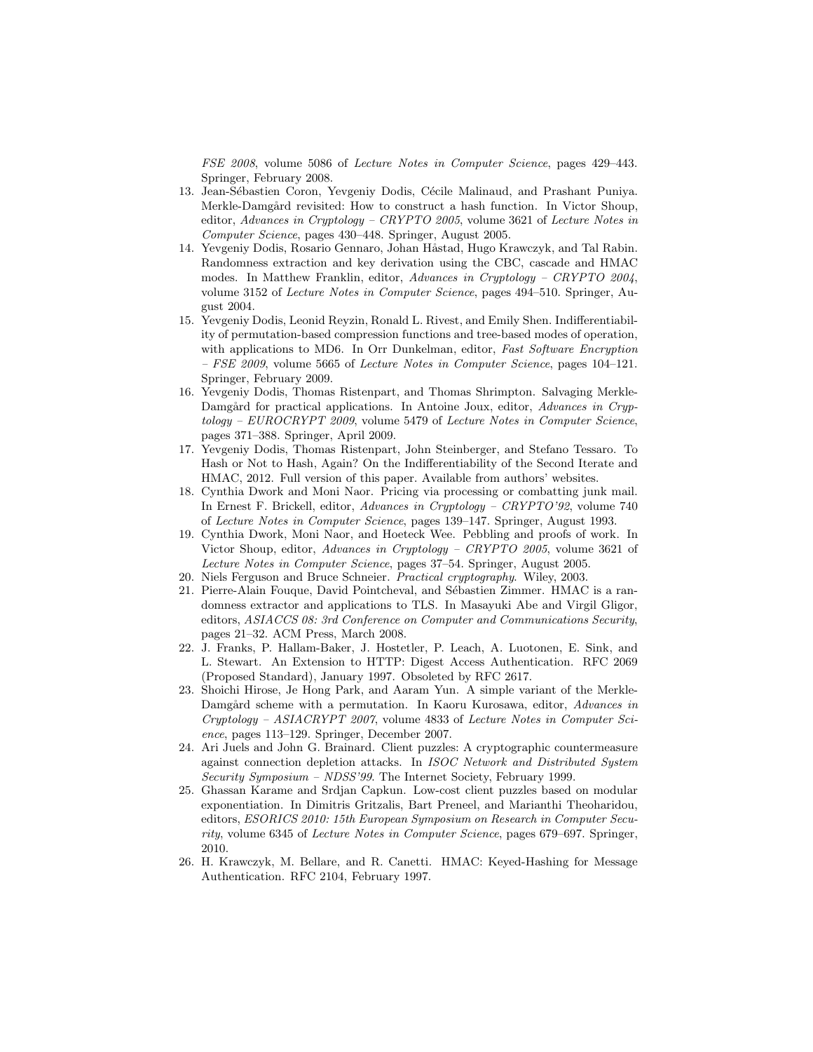*FSE 2008*, volume 5086 of *Lecture Notes in Computer Science*, pages 429–443. Springer, February 2008.

13. Jean-Sébastien Coron, Yevgeniy Dodis, Cécile Malinaud, and Prashant Puniya. Merkle-Damgård revisited: How to construct a hash function. In Victor Shoup, editor, *Advances in Cryptology – CRYPTO 2005*, volume 3621 of *Lecture Notes in Computer Science*, pages 430–448. Springer, August 2005.
14. Yevgeniy Dodis, Rosario Gennaro, Johan Håstad, Hugo Krawczyk, and Tal Rabin. Randomness extraction and key derivation using the CBC, cascade and HMAC modes. In Matthew Franklin, editor, *Advances in Cryptology – CRYPTO 2004*, volume 3152 of *Lecture Notes in Computer Science*, pages 494–510. Springer, August 2004.
15. Yevgeniy Dodis, Leonid Reyzin, Ronald L. Rivest, and Emily Shen. Indifferentiability of permutation-based compression functions and tree-based modes of operation, with applications to MD6. In Orr Dunkelman, editor, *Fast Software Encryption – FSE 2009*, volume 5665 of *Lecture Notes in Computer Science*, pages 104–121. Springer, February 2009.
16. Yevgeniy Dodis, Thomas Ristenpart, and Thomas Shrimpton. Salvaging Merkle-Damgård for practical applications. In Antoine Joux, editor, *Advances in Cryptology – EUROCRYPT 2009*, volume 5479 of *Lecture Notes in Computer Science*, pages 371–388. Springer, April 2009.
17. Yevgeniy Dodis, Thomas Ristenpart, John Steinberger, and Stefano Tessaro. To Hash or Not to Hash, Again? On the Indifferentiability of the Second Iterate and HMAC, 2012. Full version of this paper. Available from authors' websites.
18. Cynthia Dwork and Moni Naor. Pricing via processing or combatting junk mail. In Ernest F. Brickell, editor, *Advances in Cryptology – CRYPTO'92*, volume 740 of *Lecture Notes in Computer Science*, pages 139–147. Springer, August 1993.
19. Cynthia Dwork, Moni Naor, and Hoeteck Wee. Pebbling and proofs of work. In Victor Shoup, editor, *Advances in Cryptology – CRYPTO 2005*, volume 3621 of *Lecture Notes in Computer Science*, pages 37–54. Springer, August 2005.
20. Niels Ferguson and Bruce Schneier. *Practical cryptography*. Wiley, 2003.
21. Pierre-Alain Fouque, David Pointcheval, and Sébastien Zimmer. HMAC is a randomness extractor and applications to TLS. In Masayuki Abe and Virgil Gligor, editors, *ASIACCS 08: 3rd Conference on Computer and Communications Security*, pages 21–32. ACM Press, March 2008.
22. J. Franks, P. Hallam-Baker, J. Hostetler, P. Leach, A. Luotonen, E. Sink, and L. Stewart. An Extension to HTTP: Digest Access Authentication. RFC 2069 (Proposed Standard), January 1997. Obsoleted by RFC 2617.
23. Shoichi Hirose, Je Hong Park, and Aaram Yun. A simple variant of the Merkle-Damgård scheme with a permutation. In Kaoru Kurosawa, editor, *Advances in Cryptology – ASIACRYPT 2007*, volume 4833 of *Lecture Notes in Computer Science*, pages 113–129. Springer, December 2007.
24. Ari Juels and John G. Brainard. Client puzzles: A cryptographic countermeasure against connection depletion attacks. In *ISOC Network and Distributed System Security Symposium – NDSS'99*. The Internet Society, February 1999.
25. Ghassan Karame and Srdjan Capkun. Low-cost client puzzles based on modular exponentiation. In Dimitris Gritzalis, Bart Preneel, and Marianthi Theoharidou, editors, *ESORICS 2010: 15th European Symposium on Research in Computer Security*, volume 6345 of *Lecture Notes in Computer Science*, pages 679–697. Springer, 2010.
26. H. Krawczyk, M. Bellare, and R. Canetti. HMAC: Keyed-Hashing for Message Authentication. RFC 2104, February 1997.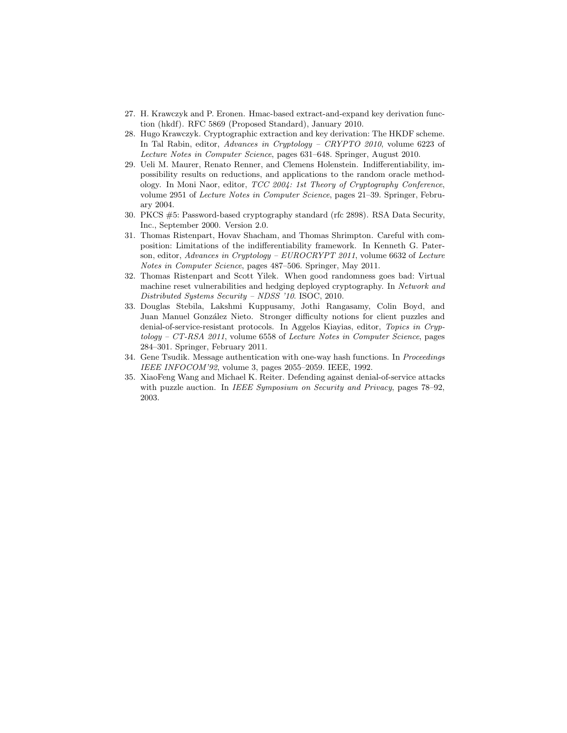27. H. Krawczyk and P. Eronen. Hmac-based extract-and-expand key derivation function (hkdf). RFC 5869 (Proposed Standard), January 2010.
28. Hugo Krawczyk. Cryptographic extraction and key derivation: The HKDF scheme. In Tal Rabin, editor, *Advances in Cryptology – CRYPTO 2010*, volume 6223 of *Lecture Notes in Computer Science*, pages 631–648. Springer, August 2010.
29. Ueli M. Maurer, Renato Renner, and Clemens Holenstein. Indifferentiability, impossibility results on reductions, and applications to the random oracle methodology. In Moni Naor, editor, *TCC 2004: 1st Theory of Cryptography Conference*, volume 2951 of *Lecture Notes in Computer Science*, pages 21–39. Springer, February 2004.
30. PKCS #5: Password-based cryptography standard (rfc 2898). RSA Data Security, Inc., September 2000. Version 2.0.
31. Thomas Ristenpart, Hovav Shacham, and Thomas Shrimpton. Careful with composition: Limitations of the indifferentiability framework. In Kenneth G. Paterson, editor, *Advances in Cryptology – EUROCRYPT 2011*, volume 6632 of *Lecture Notes in Computer Science*, pages 487–506. Springer, May 2011.
32. Thomas Ristenpart and Scott Yilek. When good randomness goes bad: Virtual machine reset vulnerabilities and hedging deployed cryptography. In *Network and Distributed Systems Security – NDSS '10*. ISOC, 2010.
33. Douglas Stebila, Lakshmi Kuppusamy, Jothi Rangasamy, Colin Boyd, and Juan Manuel González Nieto. Stronger difficulty notions for client puzzles and denial-of-service-resistant protocols. In Aggelos Kiayias, editor, *Topics in Cryptology – CT-RSA 2011*, volume 6558 of *Lecture Notes in Computer Science*, pages 284–301. Springer, February 2011.
34. Gene Tsudik. Message authentication with one-way hash functions. In *Proceedings IEEE INFOCOM'92*, volume 3, pages 2055–2059. IEEE, 1992.
35. XiaoFeng Wang and Michael K. Reiter. Defending against denial-of-service attacks with puzzle auction. In *IEEE Symposium on Security and Privacy*, pages 78–92, 2003.